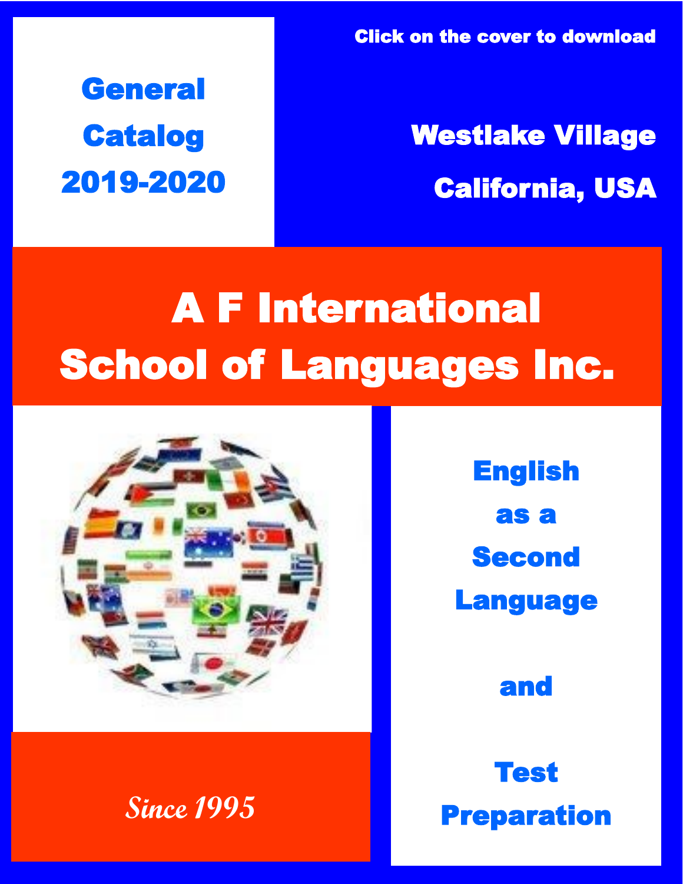Click on the cover to download

# General Catalog 2019-2020

## Westlake Village California, USA

# A F International School of Languages Inc.

*Since 1995*

## English as a Second Language and Test Preparation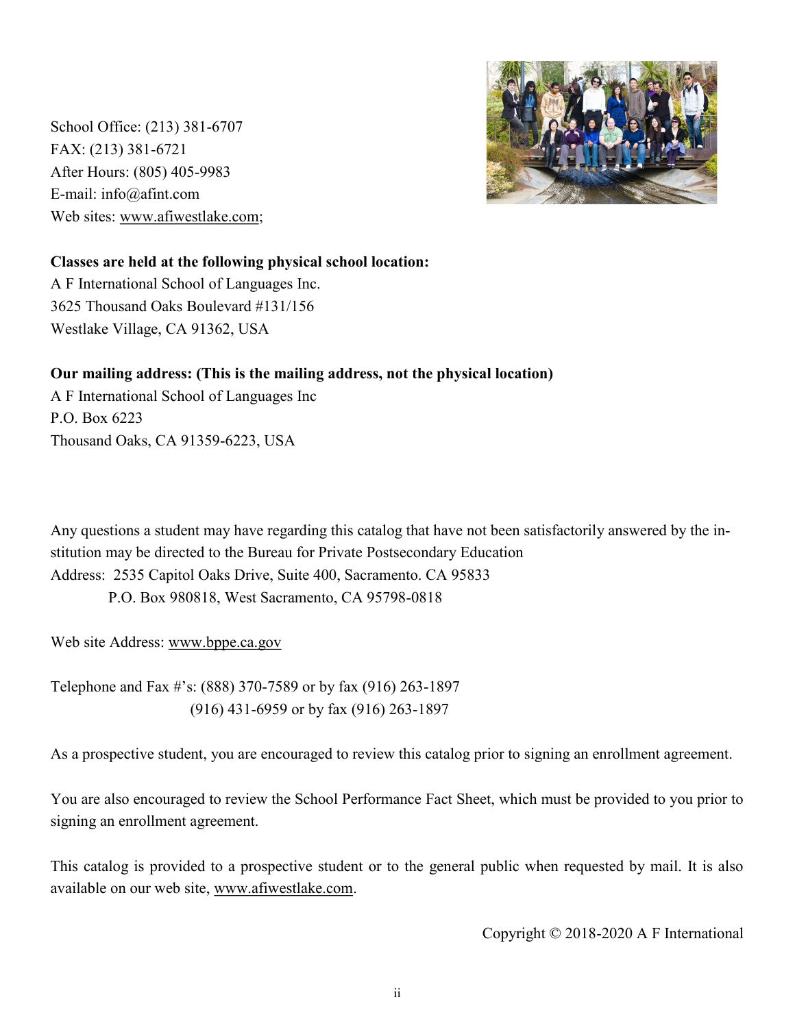School Office: (213) 381-6707
FAX: (213) 381-6721
After Hours: (805) 405-9983
E-mail: info@afint.com
Web sites: www.afiwestlake.com;

**Classes are held at the following physical school location:**
A F International School of Languages Inc.
3625 Thousand Oaks Boulevard #131/156
Westlake Village, CA 91362, USA

**Our mailing address: (This is the mailing address, not the physical location)**
A F International School of Languages Inc
P.O. Box 6223
Thousand Oaks, CA 91359-6223, USA

Any questions a student may have regarding this catalog that have not been satisfactorily answered by the institution may be directed to the Bureau for Private Postsecondary Education
Address: 2535 Capitol Oaks Drive, Suite 400, Sacramento. CA 95833
P.O. Box 980818, West Sacramento, CA 95798-0818

Web site Address: www.bppe.ca.gov

Telephone and Fax #'s: (888) 370-7589 or by fax (916) 263-1897
(916) 431-6959 or by fax (916) 263-1897

As a prospective student, you are encouraged to review this catalog prior to signing an enrollment agreement.

You are also encouraged to review the School Performance Fact Sheet, which must be provided to you prior to signing an enrollment agreement.

This catalog is provided to a prospective student or to the general public when requested by mail. It is also available on our web site, www.afiwestlake.com.

Copyright © 2018-2020 A F International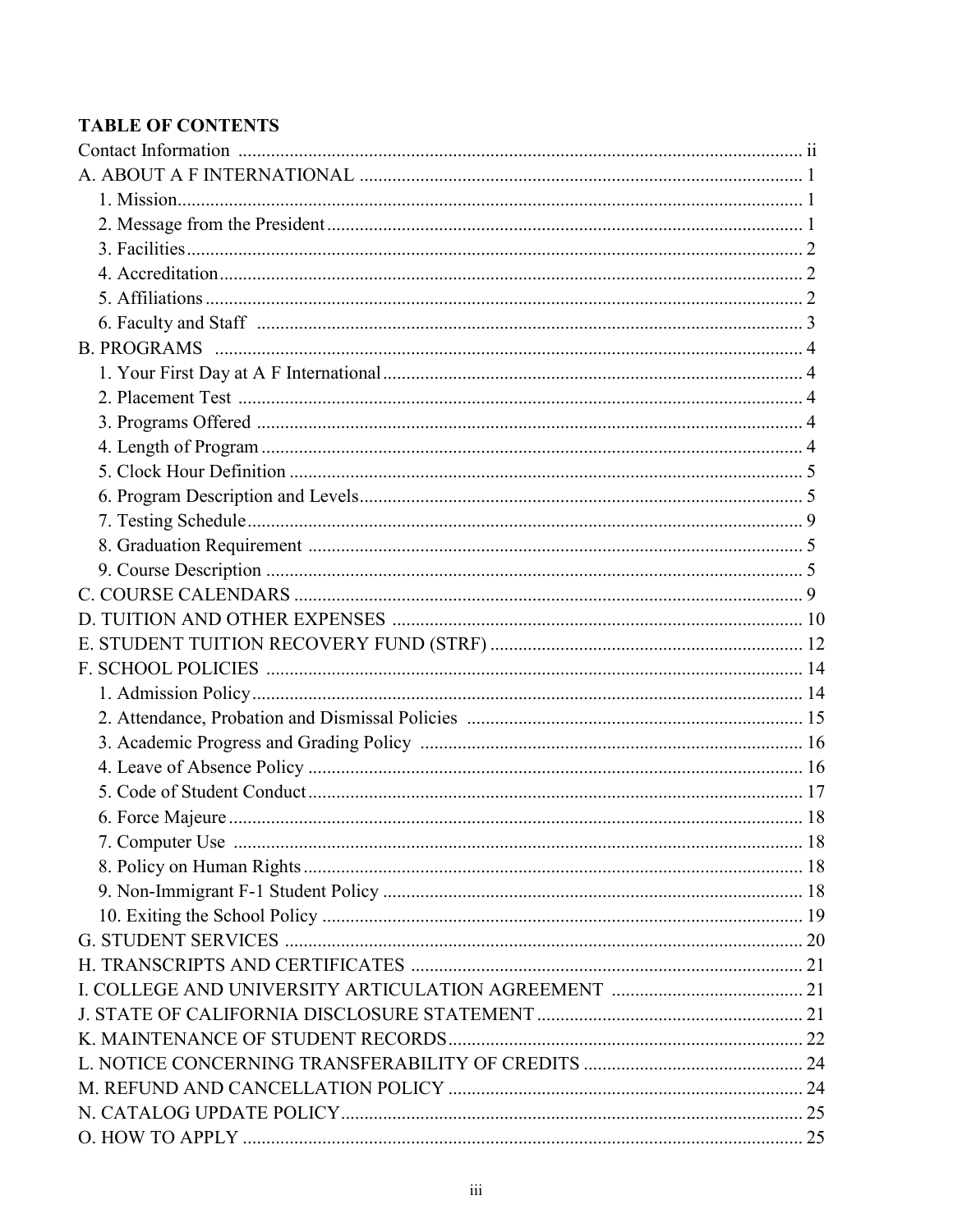**TABLE OF CONTENTS**

Contact Information ........................................................................................................................ ii

A. ABOUT A F INTERNATIONAL ............................................................................................... 1

1. Mission...................................................................................................................................... 1
2. Message from the President...................................................................................................... 1
3. Facilities.................................................................................................................................... 2
4. Accreditation............................................................................................................................. 2
5. Affiliations................................................................................................................................ 2
6. Faculty and Staff ..................................................................................................................... 3

B. PROGRAMS ............................................................................................................................ 4

1. Your First Day at A F International.......................................................................................... 4
2. Placement Test ......................................................................................................................... 4
3. Programs Offered ..................................................................................................................... 4
4. Length of Program.................................................................................................................... 4
5. Clock Hour Definition ............................................................................................................. 5
6. Program Description and Levels.............................................................................................. 5
7. Testing Schedule....................................................................................................................... 9
8. Graduation Requirement .......................................................................................................... 5
9. Course Description ................................................................................................................... 5

C. COURSE CALENDARS ............................................................................................................ 9

D. TUITION AND OTHER EXPENSES ....................................................................................... 10

E. STUDENT TUITION RECOVERY FUND (STRF) .................................................................. 12

F. SCHOOL POLICIES .................................................................................................................. 14

1. Admission Policy..................................................................................................................... 14
2. Attendance, Probation and Dismissal Policies ....................................................................... 15
3. Academic Progress and Grading Policy .................................................................................. 16
4. Leave of Absence Policy ......................................................................................................... 16
5. Code of Student Conduct......................................................................................................... 17
6. Force Majeure.......................................................................................................................... 18
7. Computer Use ......................................................................................................................... 18
8. Policy on Human Rights.......................................................................................................... 18
9. Non-Immigrant F-1 Student Policy ......................................................................................... 18
10. Exiting the School Policy ...................................................................................................... 19

G. STUDENT SERVICES .............................................................................................................. 20

H. TRANSCRIPTS AND CERTIFICATES ................................................................................... 21

I. COLLEGE AND UNIVERSITY ARTICULATION AGREEMENT ......................................... 21

J. STATE OF CALIFORNIA DISCLOSURE STATEMENT ......................................................... 21

K. MAINTENANCE OF STUDENT RECORDS............................................................................ 22

L. NOTICE CONCERNING TRANSFERABILITY OF CREDITS ............................................... 24

M. REFUND AND CANCELLATION POLICY ............................................................................ 24

N. CATALOG UPDATE POLICY.................................................................................................. 25

O. HOW TO APPLY ....................................................................................................................... 25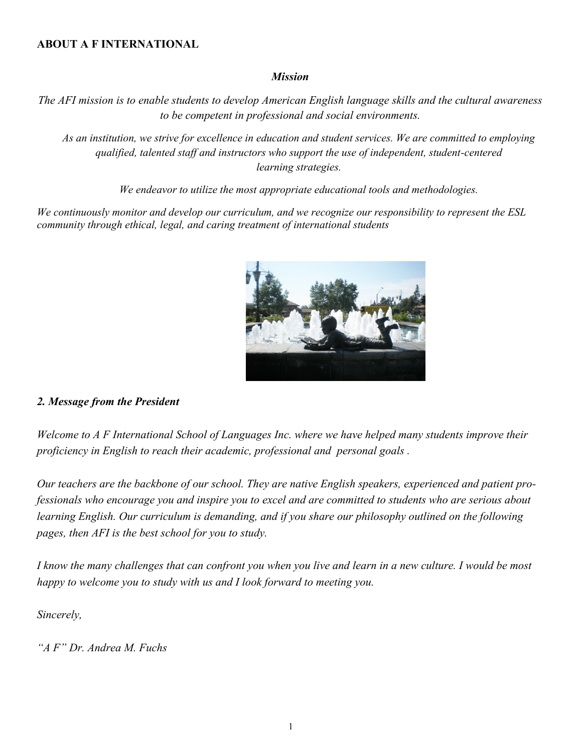**ABOUT A F INTERNATIONAL**

***Mission***

*The AFI mission is to enable students to develop American English language skills and the cultural awareness to be competent in professional and social environments.*

*As an institution, we strive for excellence in education and student services. We are committed to employing qualified, talented staff and instructors who support the use of independent, student-centered learning strategies.*

*We endeavor to utilize the most appropriate educational tools and methodologies.*

*We continuously monitor and develop our curriculum, and we recognize our responsibility to represent the ESL community through ethical, legal, and caring treatment of international students*

***2. Message from the President***

*Welcome to A F International School of Languages Inc. where we have helped many students improve their proficiency in English to reach their academic, professional and personal goals .*

*Our teachers are the backbone of our school. They are native English speakers, experienced and patient professionals who encourage you and inspire you to excel and are committed to students who are serious about learning English. Our curriculum is demanding, and if you share our philosophy outlined on the following pages, then AFI is the best school for you to study.*

*I know the many challenges that can confront you when you live and learn in a new culture. I would be most happy to welcome you to study with us and I look forward to meeting you.*

*Sincerely,*

*"A F" Dr. Andrea M. Fuchs*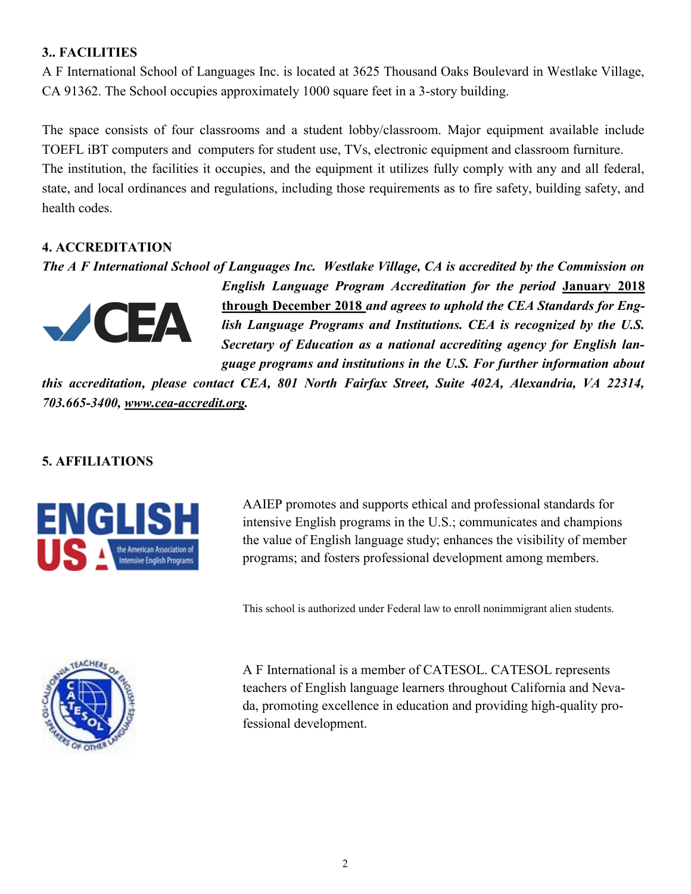### 3.. FACILITIES

A F International School of Languages Inc. is located at 3625 Thousand Oaks Boulevard in Westlake Village, CA 91362. The School occupies approximately 1000 square feet in a 3-story building.

The space consists of four classrooms and a student lobby/classroom. Major equipment available include TOEFL iBT computers and computers for student use, TVs, electronic equipment and classroom furniture. The institution, the facilities it occupies, and the equipment it utilizes fully comply with any and all federal, state, and local ordinances and regulations, including those requirements as to fire safety, building safety, and health codes.

### 4. ACCREDITATION

***The A F International School of Languages Inc. Westlake Village, CA is accredited by the Commission on English Language Program Accreditation for the period January 2018 through December 2018 and agrees to uphold the CEA Standards for English Language Programs and Institutions. CEA is recognized by the U.S. Secretary of Education as a national accrediting agency for English language programs and institutions in the U.S. For further information about this accreditation, please contact CEA, 801 North Fairfax Street, Suite 402A, Alexandria, VA 22314, 703.665-3400, www.cea-accredit.org.***

### 5. AFFILIATIONS

AAIEP promotes and supports ethical and professional standards for intensive English programs in the U.S.; communicates and champions the value of English language study; enhances the visibility of member programs; and fosters professional development among members.

This school is authorized under Federal law to enroll nonimmigrant alien students.

A F International is a member of CATESOL. CATESOL represents teachers of English language learners throughout California and Nevada, promoting excellence in education and providing high-quality professional development.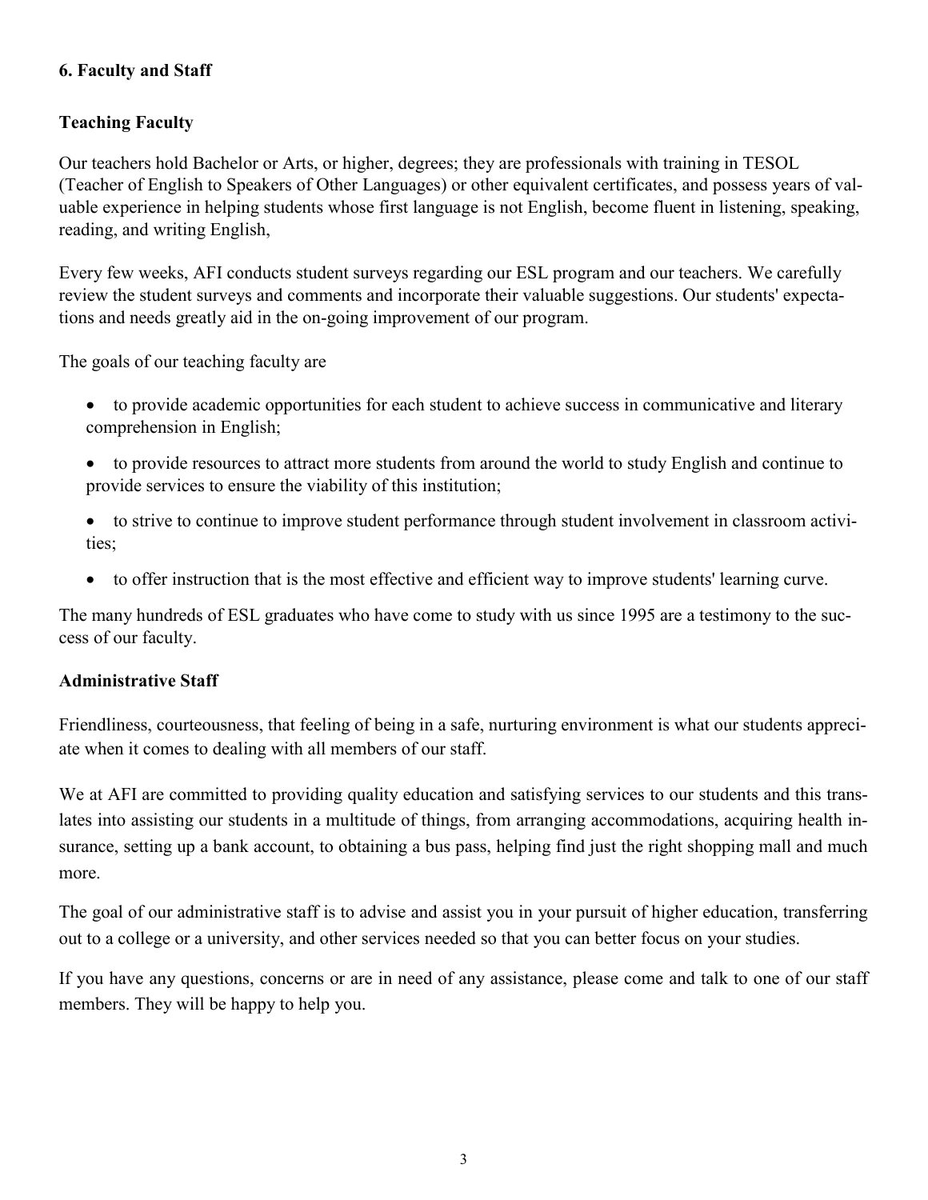## 6. Faculty and Staff

### Teaching Faculty

Our teachers hold Bachelor or Arts, or higher, degrees; they are professionals with training in TESOL (Teacher of English to Speakers of Other Languages) or other equivalent certificates, and possess years of valuable experience in helping students whose first language is not English, become fluent in listening, speaking, reading, and writing English,

Every few weeks, AFI conducts student surveys regarding our ESL program and our teachers. We carefully review the student surveys and comments and incorporate their valuable suggestions. Our students' expectations and needs greatly aid in the on-going improvement of our program.

The goals of our teaching faculty are

- to provide academic opportunities for each student to achieve success in communicative and literary comprehension in English;
- to provide resources to attract more students from around the world to study English and continue to provide services to ensure the viability of this institution;
- to strive to continue to improve student performance through student involvement in classroom activities;
- to offer instruction that is the most effective and efficient way to improve students' learning curve.

The many hundreds of ESL graduates who have come to study with us since 1995 are a testimony to the success of our faculty.

### Administrative Staff

Friendliness, courteousness, that feeling of being in a safe, nurturing environment is what our students appreciate when it comes to dealing with all members of our staff.

We at AFI are committed to providing quality education and satisfying services to our students and this translates into assisting our students in a multitude of things, from arranging accommodations, acquiring health insurance, setting up a bank account, to obtaining a bus pass, helping find just the right shopping mall and much more.

The goal of our administrative staff is to advise and assist you in your pursuit of higher education, transferring out to a college or a university, and other services needed so that you can better focus on your studies.

If you have any questions, concerns or are in need of any assistance, please come and talk to one of our staff members. They will be happy to help you.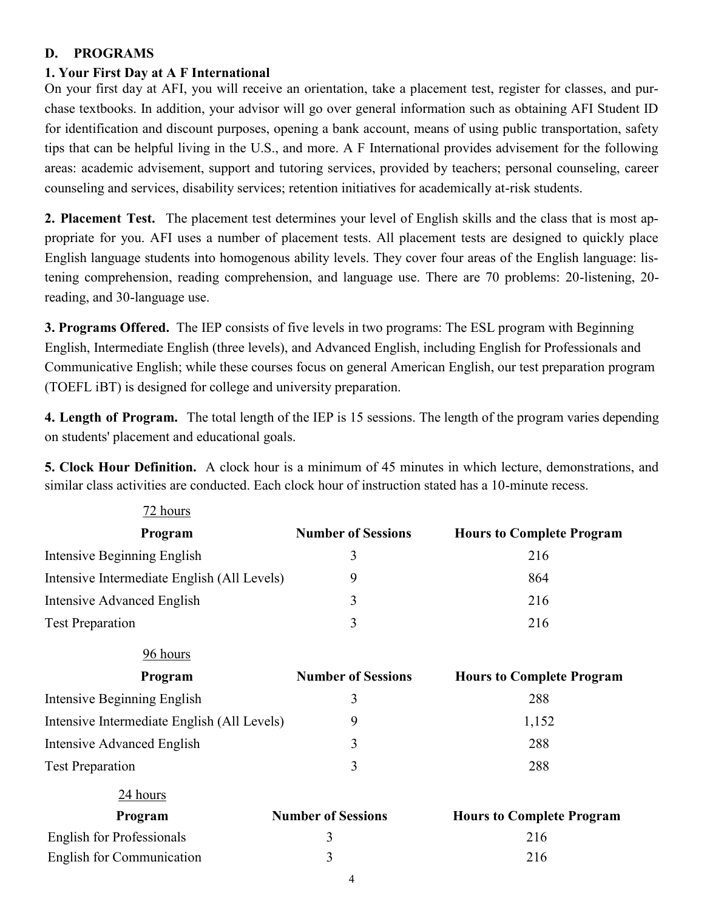## D. PROGRAMS

### 1. Your First Day at A F International

On your first day at AFI, you will receive an orientation, take a placement test, register for classes, and purchase textbooks. In addition, your advisor will go over general information such as obtaining AFI Student ID for identification and discount purposes, opening a bank account, means of using public transportation, safety tips that can be helpful living in the U.S., and more. A F International provides advisement for the following areas: academic advisement, support and tutoring services, provided by teachers; personal counseling, career counseling and services, disability services; retention initiatives for academically at-risk students.

**2. Placement Test.** The placement test determines your level of English skills and the class that is most appropriate for you. AFI uses a number of placement tests. All placement tests are designed to quickly place English language students into homogenous ability levels. They cover four areas of the English language: listening comprehension, reading comprehension, and language use. There are 70 problems: 20-listening, 20-reading, and 30-language use.

**3. Programs Offered.** The IEP consists of five levels in two programs: The ESL program with Beginning English, Intermediate English (three levels), and Advanced English, including English for Professionals and Communicative English; while these courses focus on general American English, our test preparation program (TOEFL iBT) is designed for college and university preparation.

**4. Length of Program.** The total length of the IEP is 15 sessions. The length of the program varies depending on students' placement and educational goals.

**5. Clock Hour Definition.** A clock hour is a minimum of 45 minutes in which lecture, demonstrations, and similar class activities are conducted. Each clock hour of instruction stated has a 10-minute recess.

72 hours

| Program | Number of Sessions | Hours to Complete Program |
|---|---|---|
| Intensive Beginning English | 3 | 216 |
| Intensive Intermediate English (All Levels) | 9 | 864 |
| Intensive Advanced English | 3 | 216 |
| Test Preparation | 3 | 216 |

96 hours

| Program | Number of Sessions | Hours to Complete Program |
|---|---|---|
| Intensive Beginning English | 3 | 288 |
| Intensive Intermediate English (All Levels) | 9 | 1,152 |
| Intensive Advanced English | 3 | 288 |
| Test Preparation | 3 | 288 |

24 hours

| Program | Number of Sessions | Hours to Complete Program |
|---|---|---|
| English for Professionals | 3 | 216 |
| English for Communication | 3 | 216 |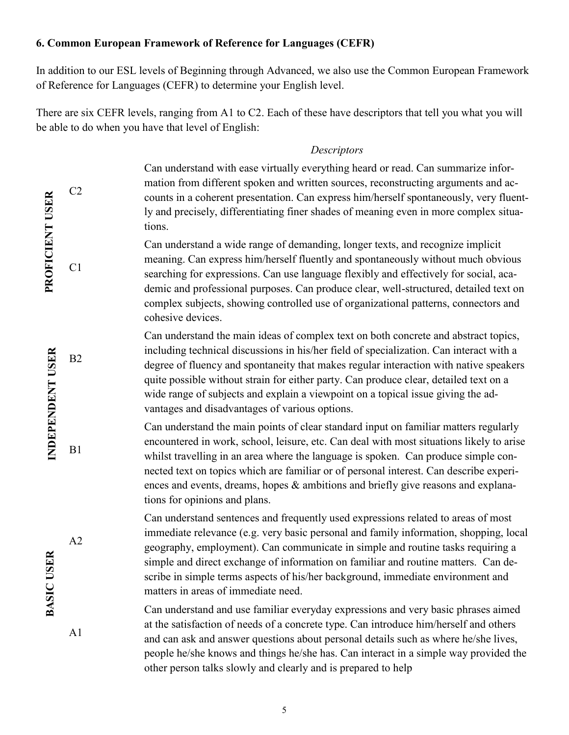**6. Common European Framework of Reference for Languages (CEFR)**

In addition to our ESL levels of Beginning through Advanced, we also use the Common European Framework of Reference for Languages (CEFR) to determine your English level.

There are six CEFR levels, ranging from A1 to C2. Each of these have descriptors that tell you what you will be able to do when you have that level of English:

| | | *Descriptors* |
|---|---|---|
| **PROFICIENT USER** | C2 | Can understand with ease virtually everything heard or read. Can summarize information from different spoken and written sources, reconstructing arguments and accounts in a coherent presentation. Can express him/herself spontaneously, very fluently and precisely, differentiating finer shades of meaning even in more complex situations. |
| | C1 | Can understand a wide range of demanding, longer texts, and recognize implicit meaning. Can express him/herself fluently and spontaneously without much obvious searching for expressions. Can use language flexibly and effectively for social, academic and professional purposes. Can produce clear, well-structured, detailed text on complex subjects, showing controlled use of organizational patterns, connectors and cohesive devices. |
| **INDEPENDENT USER** | B2 | Can understand the main ideas of complex text on both concrete and abstract topics, including technical discussions in his/her field of specialization. Can interact with a degree of fluency and spontaneity that makes regular interaction with native speakers quite possible without strain for either party. Can produce clear, detailed text on a wide range of subjects and explain a viewpoint on a topical issue giving the advantages and disadvantages of various options. |
| | B1 | Can understand the main points of clear standard input on familiar matters regularly encountered in work, school, leisure, etc. Can deal with most situations likely to arise whilst travelling in an area where the language is spoken. Can produce simple connected text on topics which are familiar or of personal interest. Can describe experiences and events, dreams, hopes & ambitions and briefly give reasons and explanations for opinions and plans. |
| **BASIC USER** | A2 | Can understand sentences and frequently used expressions related to areas of most immediate relevance (e.g. very basic personal and family information, shopping, local geography, employment). Can communicate in simple and routine tasks requiring a simple and direct exchange of information on familiar and routine matters. Can describe in simple terms aspects of his/her background, immediate environment and matters in areas of immediate need. |
| | A1 | Can understand and use familiar everyday expressions and very basic phrases aimed at the satisfaction of needs of a concrete type. Can introduce him/herself and others and can ask and answer questions about personal details such as where he/she lives, people he/she knows and things he/she has. Can interact in a simple way provided the other person talks slowly and clearly and is prepared to help |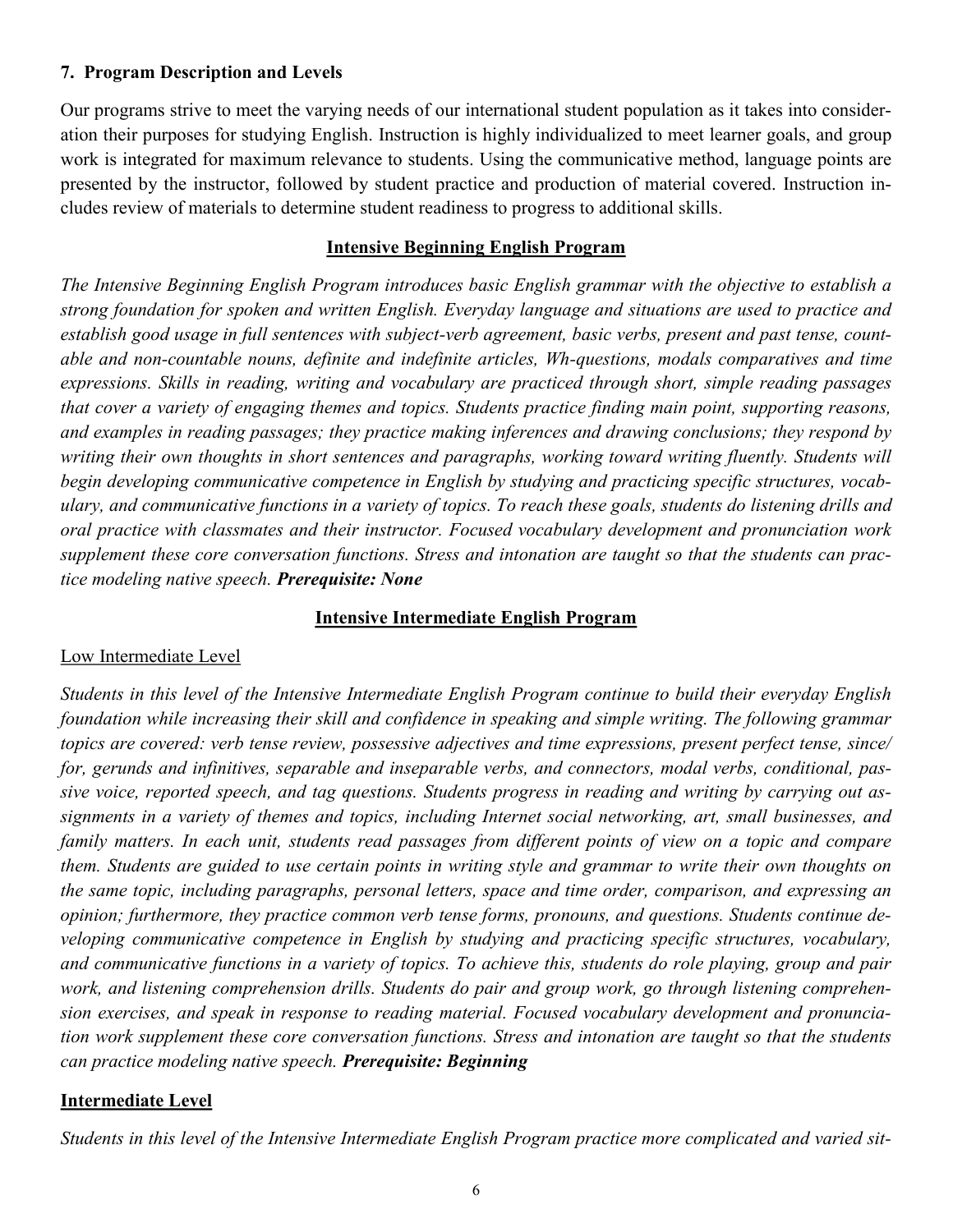## 7. Program Description and Levels

Our programs strive to meet the varying needs of our international student population as it takes into consideration their purposes for studying English. Instruction is highly individualized to meet learner goals, and group work is integrated for maximum relevance to students. Using the communicative method, language points are presented by the instructor, followed by student practice and production of material covered. Instruction includes review of materials to determine student readiness to progress to additional skills.

### Intensive Beginning English Program

*The Intensive Beginning English Program introduces basic English grammar with the objective to establish a strong foundation for spoken and written English. Everyday language and situations are used to practice and establish good usage in full sentences with subject-verb agreement, basic verbs, present and past tense, countable and non-countable nouns, definite and indefinite articles, Wh-questions, modals comparatives and time expressions. Skills in reading, writing and vocabulary are practiced through short, simple reading passages that cover a variety of engaging themes and topics. Students practice finding main point, supporting reasons, and examples in reading passages; they practice making inferences and drawing conclusions; they respond by writing their own thoughts in short sentences and paragraphs, working toward writing fluently. Students will begin developing communicative competence in English by studying and practicing specific structures, vocabulary, and communicative functions in a variety of topics. To reach these goals, students do listening drills and oral practice with classmates and their instructor. Focused vocabulary development and pronunciation work supplement these core conversation functions. Stress and intonation are taught so that the students can practice modeling native speech.* ***Prerequisite: None***

### Intensive Intermediate English Program

#### Low Intermediate Level

*Students in this level of the Intensive Intermediate English Program continue to build their everyday English foundation while increasing their skill and confidence in speaking and simple writing. The following grammar topics are covered: verb tense review, possessive adjectives and time expressions, present perfect tense, since/for, gerunds and infinitives, separable and inseparable verbs, and connectors, modal verbs, conditional, passive voice, reported speech, and tag questions. Students progress in reading and writing by carrying out assignments in a variety of themes and topics, including Internet social networking, art, small businesses, and family matters. In each unit, students read passages from different points of view on a topic and compare them. Students are guided to use certain points in writing style and grammar to write their own thoughts on the same topic, including paragraphs, personal letters, space and time order, comparison, and expressing an opinion; furthermore, they practice common verb tense forms, pronouns, and questions. Students continue developing communicative competence in English by studying and practicing specific structures, vocabulary, and communicative functions in a variety of topics. To achieve this, students do role playing, group and pair work, and listening comprehension drills. Students do pair and group work, go through listening comprehension exercises, and speak in response to reading material. Focused vocabulary development and pronunciation work supplement these core conversation functions. Stress and intonation are taught so that the students can practice modeling native speech.* ***Prerequisite: Beginning***

#### Intermediate Level

*Students in this level of the Intensive Intermediate English Program practice more complicated and varied sit-*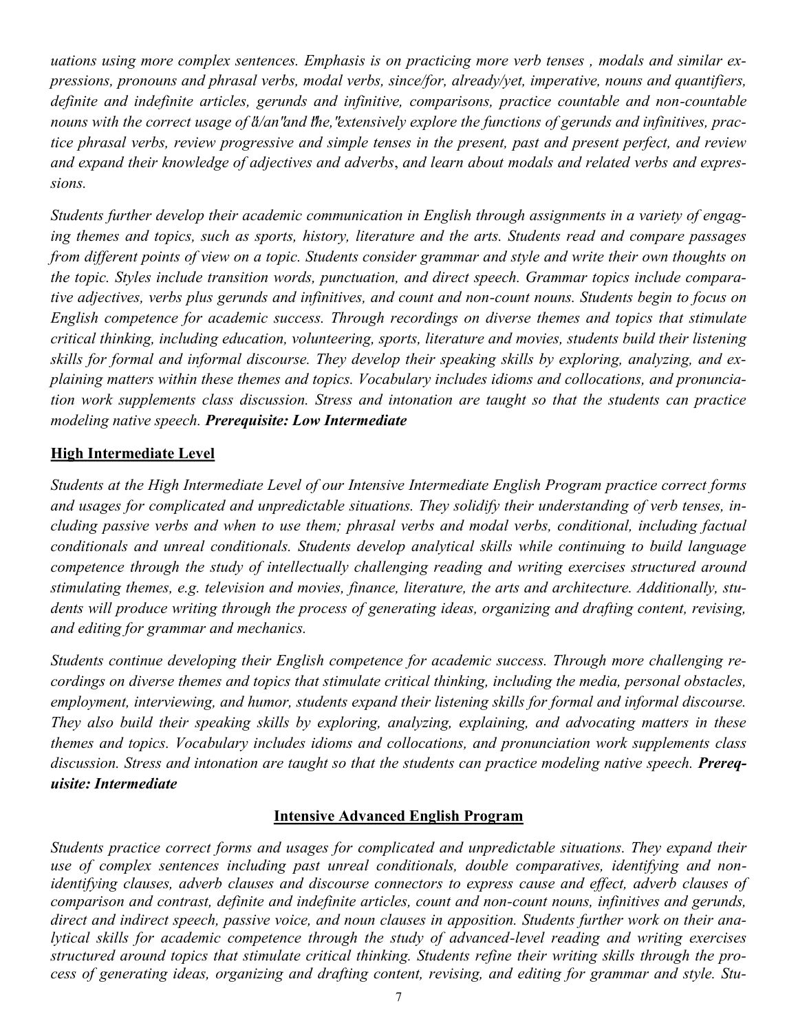*uations using more complex sentences. Emphasis is on practicing more verb tenses , modals and similar expressions, pronouns and phrasal verbs, modal verbs, since/for, already/yet, imperative, nouns and quantifiers, definite and indefinite articles, gerunds and infinitive, comparisons, practice countable and non-countable nouns with the correct usage of "a/an" and "the," extensively explore the functions of gerunds and infinitives, practice phrasal verbs, review progressive and simple tenses in the present, past and present perfect, and review and expand their knowledge of adjectives and adverbs, and learn about modals and related verbs and expressions.*

*Students further develop their academic communication in English through assignments in a variety of engaging themes and topics, such as sports, history, literature and the arts. Students read and compare passages from different points of view on a topic. Students consider grammar and style and write their own thoughts on the topic. Styles include transition words, punctuation, and direct speech. Grammar topics include comparative adjectives, verbs plus gerunds and infinitives, and count and non-count nouns. Students begin to focus on English competence for academic success. Through recordings on diverse themes and topics that stimulate critical thinking, including education, volunteering, sports, literature and movies, students build their listening skills for formal and informal discourse. They develop their speaking skills by exploring, analyzing, and explaining matters within these themes and topics. Vocabulary includes idioms and collocations, and pronunciation work supplements class discussion. Stress and intonation are taught so that the students can practice modeling native speech.* ***Prerequisite: Low Intermediate***

**High Intermediate Level**

*Students at the High Intermediate Level of our Intensive Intermediate English Program practice correct forms and usages for complicated and unpredictable situations. They solidify their understanding of verb tenses, including passive verbs and when to use them; phrasal verbs and modal verbs, conditional, including factual conditionals and unreal conditionals. Students develop analytical skills while continuing to build language competence through the study of intellectually challenging reading and writing exercises structured around stimulating themes, e.g. television and movies, finance, literature, the arts and architecture. Additionally, students will produce writing through the process of generating ideas, organizing and drafting content, revising, and editing for grammar and mechanics.*

*Students continue developing their English competence for academic success. Through more challenging recordings on diverse themes and topics that stimulate critical thinking, including the media, personal obstacles, employment, interviewing, and humor, students expand their listening skills for formal and informal discourse. They also build their speaking skills by exploring, analyzing, explaining, and advocating matters in these themes and topics. Vocabulary includes idioms and collocations, and pronunciation work supplements class discussion. Stress and intonation are taught so that the students can practice modeling native speech.* ***Prerequisite: Intermediate***

## Intensive Advanced English Program

*Students practice correct forms and usages for complicated and unpredictable situations. They expand their use of complex sentences including past unreal conditionals, double comparatives, identifying and non-identifying clauses, adverb clauses and discourse connectors to express cause and effect, adverb clauses of comparison and contrast, definite and indefinite articles, count and non-count nouns, infinitives and gerunds, direct and indirect speech, passive voice, and noun clauses in apposition. Students further work on their analytical skills for academic competence through the study of advanced-level reading and writing exercises structured around topics that stimulate critical thinking. Students refine their writing skills through the process of generating ideas, organizing and drafting content, revising, and editing for grammar and style. Stu-*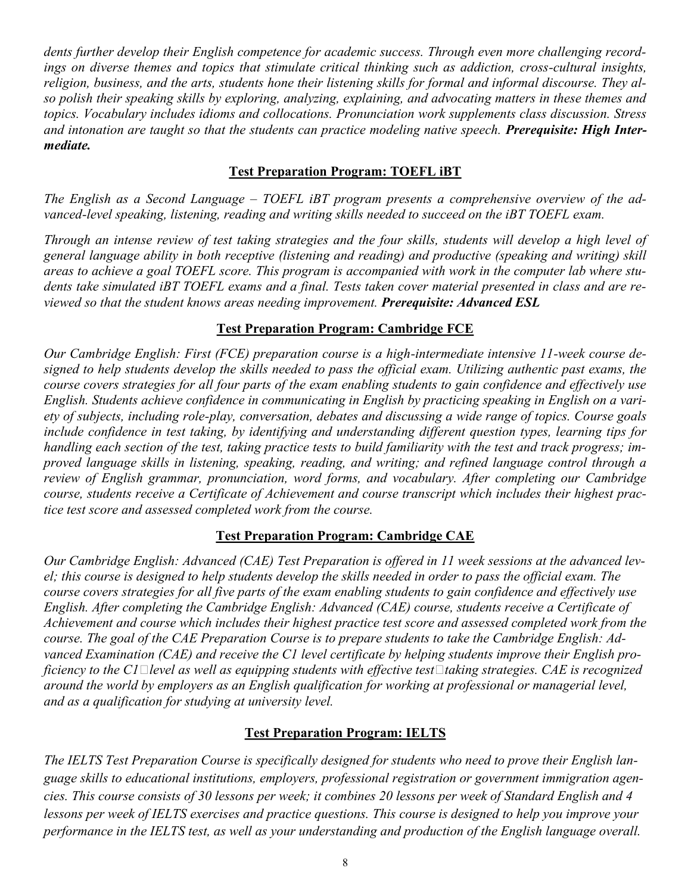*dents further develop their English competence for academic success. Through even more challenging recordings on diverse themes and topics that stimulate critical thinking such as addiction, cross-cultural insights, religion, business, and the arts, students hone their listening skills for formal and informal discourse. They also polish their speaking skills by exploring, analyzing, explaining, and advocating matters in these themes and topics. Vocabulary includes idioms and collocations. Pronunciation work supplements class discussion. Stress and intonation are taught so that the students can practice modeling native speech.* ***Prerequisite: High Intermediate.***

## Test Preparation Program: TOEFL iBT

*The English as a Second Language – TOEFL iBT program presents a comprehensive overview of the advanced-level speaking, listening, reading and writing skills needed to succeed on the iBT TOEFL exam.*

*Through an intense review of test taking strategies and the four skills, students will develop a high level of general language ability in both receptive (listening and reading) and productive (speaking and writing) skill areas to achieve a goal TOEFL score. This program is accompanied with work in the computer lab where students take simulated iBT TOEFL exams and a final. Tests taken cover material presented in class and are reviewed so that the student knows areas needing improvement.* ***Prerequisite: Advanced ESL***

## Test Preparation Program: Cambridge FCE

*Our Cambridge English: First (FCE) preparation course is a high-intermediate intensive 11-week course designed to help students develop the skills needed to pass the official exam. Utilizing authentic past exams, the course covers strategies for all four parts of the exam enabling students to gain confidence and effectively use English. Students achieve confidence in communicating in English by practicing speaking in English on a variety of subjects, including role-play, conversation, debates and discussing a wide range of topics. Course goals include confidence in test taking, by identifying and understanding different question types, learning tips for handling each section of the test, taking practice tests to build familiarity with the test and track progress; improved language skills in listening, speaking, reading, and writing; and refined language control through a review of English grammar, pronunciation, word forms, and vocabulary. After completing our Cambridge course, students receive a Certificate of Achievement and course transcript which includes their highest practice test score and assessed completed work from the course.*

## Test Preparation Program: Cambridge CAE

*Our Cambridge English: Advanced (CAE) Test Preparation is offered in 11 week sessions at the advanced level; this course is designed to help students develop the skills needed in order to pass the official exam. The course covers strategies for all five parts of the exam enabling students to gain confidence and effectively use English. After completing the Cambridge English: Advanced (CAE) course, students receive a Certificate of Achievement and course which includes their highest practice test score and assessed completed work from the course. The goal of the CAE Preparation Course is to prepare students to take the Cambridge English: Advanced Examination (CAE) and receive the C1 level certificate by helping students improve their English proficiency to the C1 level as well as equipping students with effective test-taking strategies. CAE is recognized around the world by employers as an English qualification for working at professional or managerial level, and as a qualification for studying at university level.*

## Test Preparation Program: IELTS

*The IELTS Test Preparation Course is specifically designed for students who need to prove their English language skills to educational institutions, employers, professional registration or government immigration agencies. This course consists of 30 lessons per week; it combines 20 lessons per week of Standard English and 4 lessons per week of IELTS exercises and practice questions. This course is designed to help you improve your performance in the IELTS test, as well as your understanding and production of the English language overall.*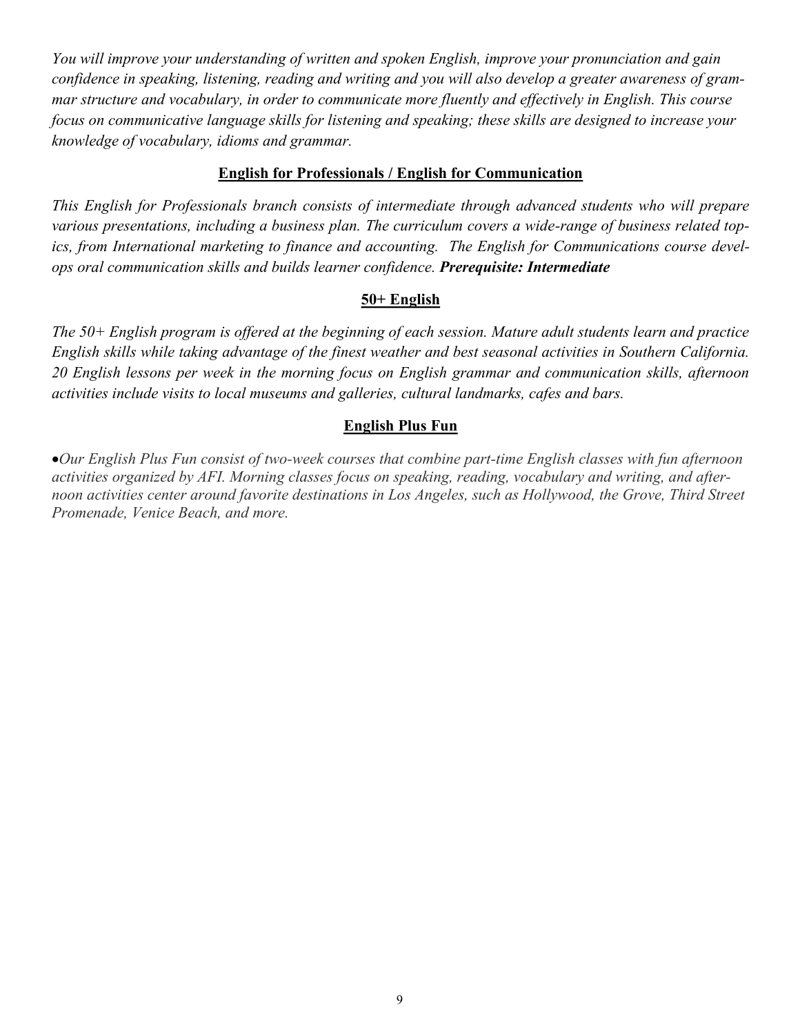*You will improve your understanding of written and spoken English, improve your pronunciation and gain confidence in speaking, listening, reading and writing and you will also develop a greater awareness of grammar structure and vocabulary, in order to communicate more fluently and effectively in English. This course focus on communicative language skills for listening and speaking; these skills are designed to increase your knowledge of vocabulary, idioms and grammar.*

## English for Professionals / English for Communication

*This English for Professionals branch consists of intermediate through advanced students who will prepare various presentations, including a business plan. The curriculum covers a wide-range of business related topics, from International marketing to finance and accounting. The English for Communications course develops oral communication skills and builds learner confidence.* ***Prerequisite: Intermediate***

## 50+ English

*The 50+ English program is offered at the beginning of each session. Mature adult students learn and practice English skills while taking advantage of the finest weather and best seasonal activities in Southern California. 20 English lessons per week in the morning focus on English grammar and communication skills, afternoon activities include visits to local museums and galleries, cultural landmarks, cafes and bars.*

## English Plus Fun

- *Our English Plus Fun consist of two-week courses that combine part-time English classes with fun afternoon activities organized by AFI. Morning classes focus on speaking, reading, vocabulary and writing, and afternoon activities center around favorite destinations in Los Angeles, such as Hollywood, the Grove, Third Street Promenade, Venice Beach, and more.*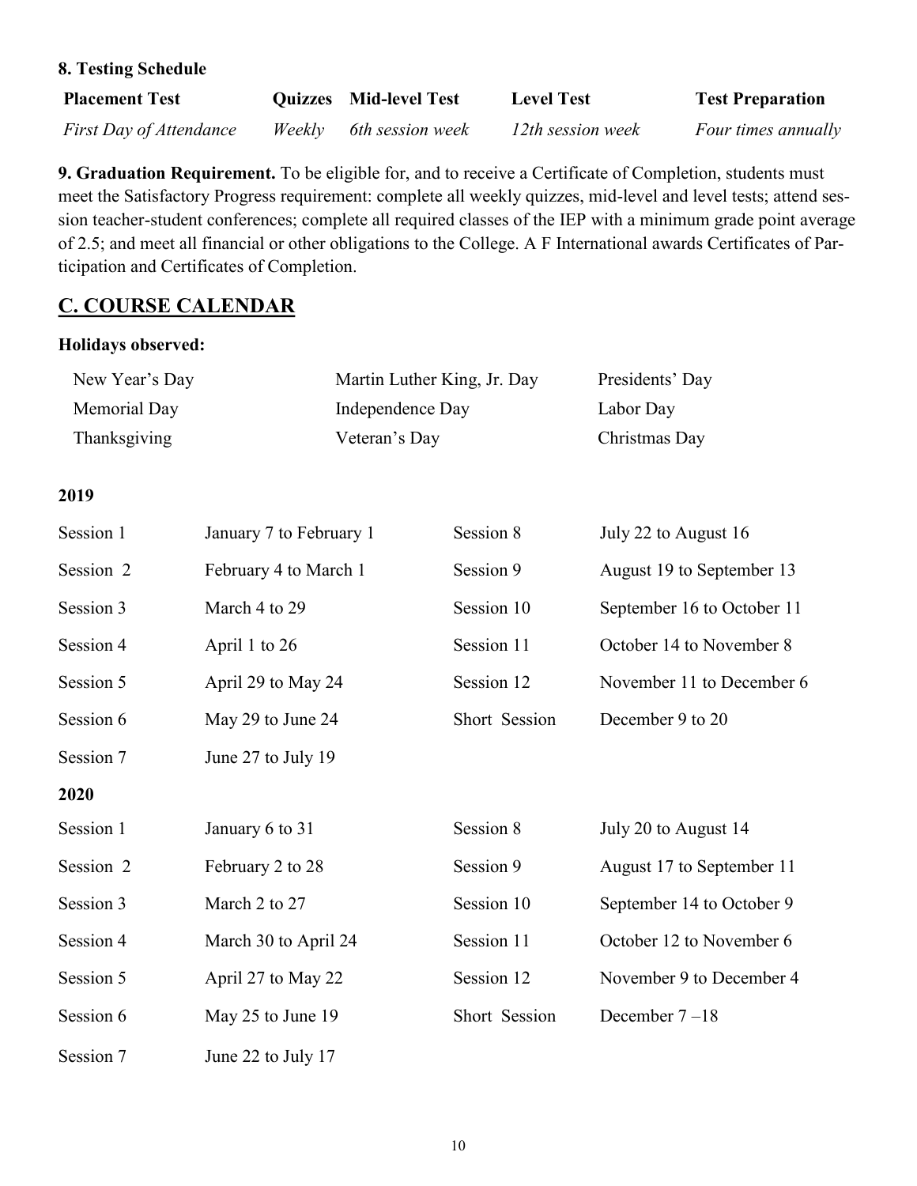**8. Testing Schedule**

| Placement Test | Quizzes | Mid-level Test | Level Test | Test Preparation |
|---|---|---|---|---|
| *First Day of Attendance* | *Weekly* | *6th session week* | *12th session week* | *Four times annually* |

**9. Graduation Requirement.** To be eligible for, and to receive a Certificate of Completion, students must meet the Satisfactory Progress requirement: complete all weekly quizzes, mid-level and level tests; attend session teacher-student conferences; complete all required classes of the IEP with a minimum grade point average of 2.5; and meet all financial or other obligations to the College. A F International awards Certificates of Participation and Certificates of Completion.

## C. COURSE CALENDAR

**Holidays observed:**

| | | |
|---|---|---|
| New Year's Day | Martin Luther King, Jr. Day | Presidents' Day |
| Memorial Day | Independence Day | Labor Day |
| Thanksgiving | Veteran's Day | Christmas Day |

**2019**

| | | | |
|---|---|---|---|
| Session 1 | January 7 to February 1 | Session 8 | July 22 to August 16 |
| Session 2 | February 4 to March 1 | Session 9 | August 19 to September 13 |
| Session 3 | March 4 to 29 | Session 10 | September 16 to October 11 |
| Session 4 | April 1 to 26 | Session 11 | October 14 to November 8 |
| Session 5 | April 29 to May 24 | Session 12 | November 11 to December 6 |
| Session 6 | May 29 to June 24 | Short Session | December 9 to 20 |
| Session 7 | June 27 to July 19 | | |

**2020**

| | | | |
|---|---|---|---|
| Session 1 | January 6 to 31 | Session 8 | July 20 to August 14 |
| Session 2 | February 2 to 28 | Session 9 | August 17 to September 11 |
| Session 3 | March 2 to 27 | Session 10 | September 14 to October 9 |
| Session 4 | March 30 to April 24 | Session 11 | October 12 to November 6 |
| Session 5 | April 27 to May 22 | Session 12 | November 9 to December 4 |
| Session 6 | May 25 to June 19 | Short Session | December 7 –18 |
| Session 7 | June 22 to July 17 | | |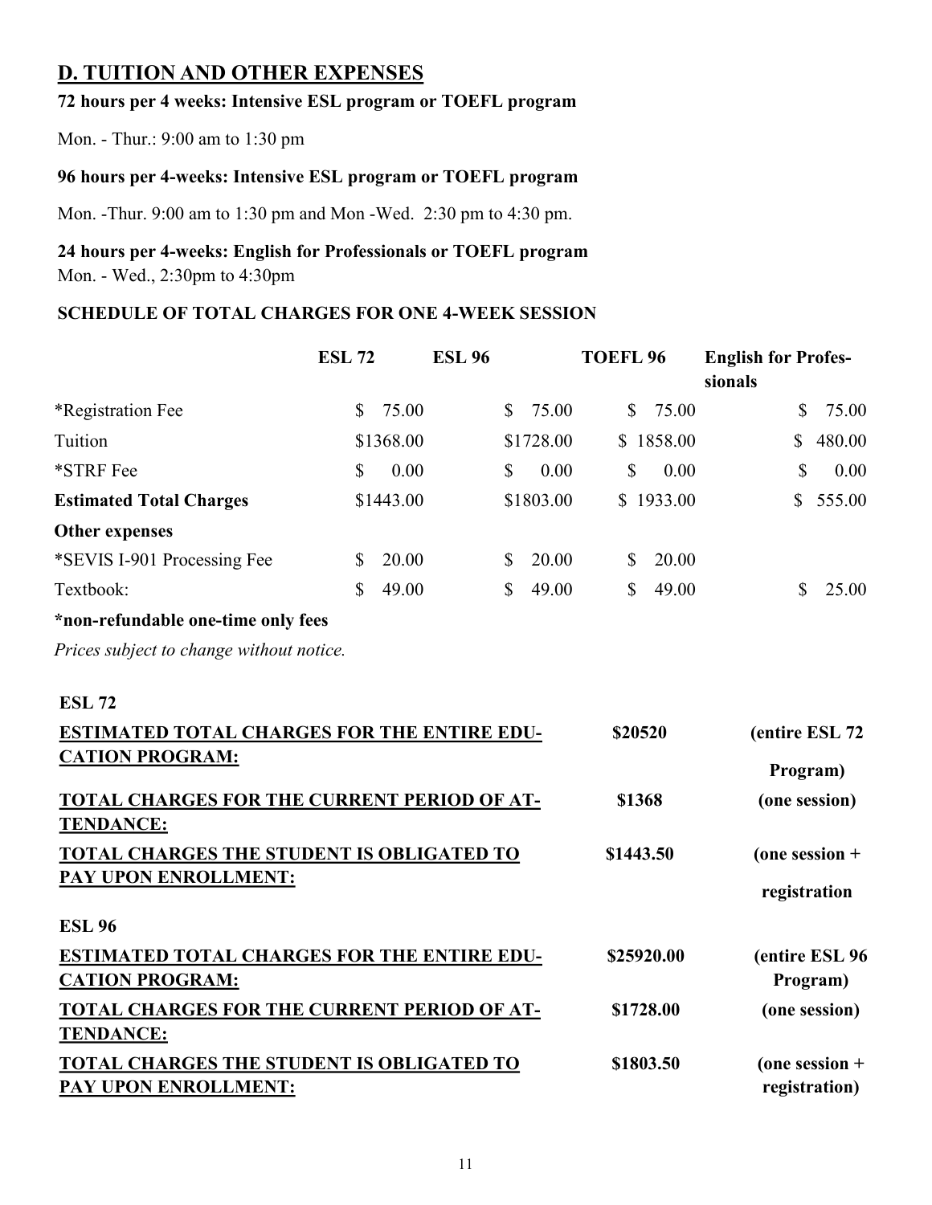## D. TUITION AND OTHER EXPENSES

**72 hours per 4 weeks: Intensive ESL program or TOEFL program**

Mon. - Thur.: 9:00 am to 1:30 pm

**96 hours per 4-weeks: Intensive ESL program or TOEFL program**

Mon. -Thur. 9:00 am to 1:30 pm and Mon -Wed. 2:30 pm to 4:30 pm.

**24 hours per 4-weeks: English for Professionals or TOEFL program**

Mon. - Wed., 2:30pm to 4:30pm

**SCHEDULE OF TOTAL CHARGES FOR ONE 4-WEEK SESSION**

| | **ESL 72** | **ESL 96** | **TOEFL 96** | **English for Professionals** |
|---|---|---|---|---|
| *Registration Fee | $ 75.00 | $ 75.00 | $ 75.00 | $ 75.00 |
| Tuition | $1368.00 | $1728.00 | $ 1858.00 | $ 480.00 |
| *STRF Fee | $ 0.00 | $ 0.00 | $ 0.00 | $ 0.00 |
| **Estimated Total Charges** | $1443.00 | $1803.00 | $ 1933.00 | $ 555.00 |
| **Other expenses** | | | | |
| *SEVIS I-901 Processing Fee | $ 20.00 | $ 20.00 | $ 20.00 | |
| Textbook: | $ 49.00 | $ 49.00 | $ 49.00 | $ 25.00 |

***non-refundable one-time only fees**

*Prices subject to change without notice.*

**ESL 72**

| | | |
|---|---|---|
| **ESTIMATED TOTAL CHARGES FOR THE ENTIRE EDUCATION PROGRAM:** | **$20520** | **(entire ESL 72 Program)** |
| **TOTAL CHARGES FOR THE CURRENT PERIOD OF ATTENDANCE:** | **$1368** | **(one session)** |
| **TOTAL CHARGES THE STUDENT IS OBLIGATED TO PAY UPON ENROLLMENT:** | **$1443.50** | **(one session + registration** |

**ESL 96**

| | | |
|---|---|---|
| **ESTIMATED TOTAL CHARGES FOR THE ENTIRE EDUCATION PROGRAM:** | **$25920.00** | **(entire ESL 96 Program)** |
| **TOTAL CHARGES FOR THE CURRENT PERIOD OF ATTENDANCE:** | **$1728.00** | **(one session)** |
| **TOTAL CHARGES THE STUDENT IS OBLIGATED TO PAY UPON ENROLLMENT:** | **$1803.50** | **(one session + registration)** |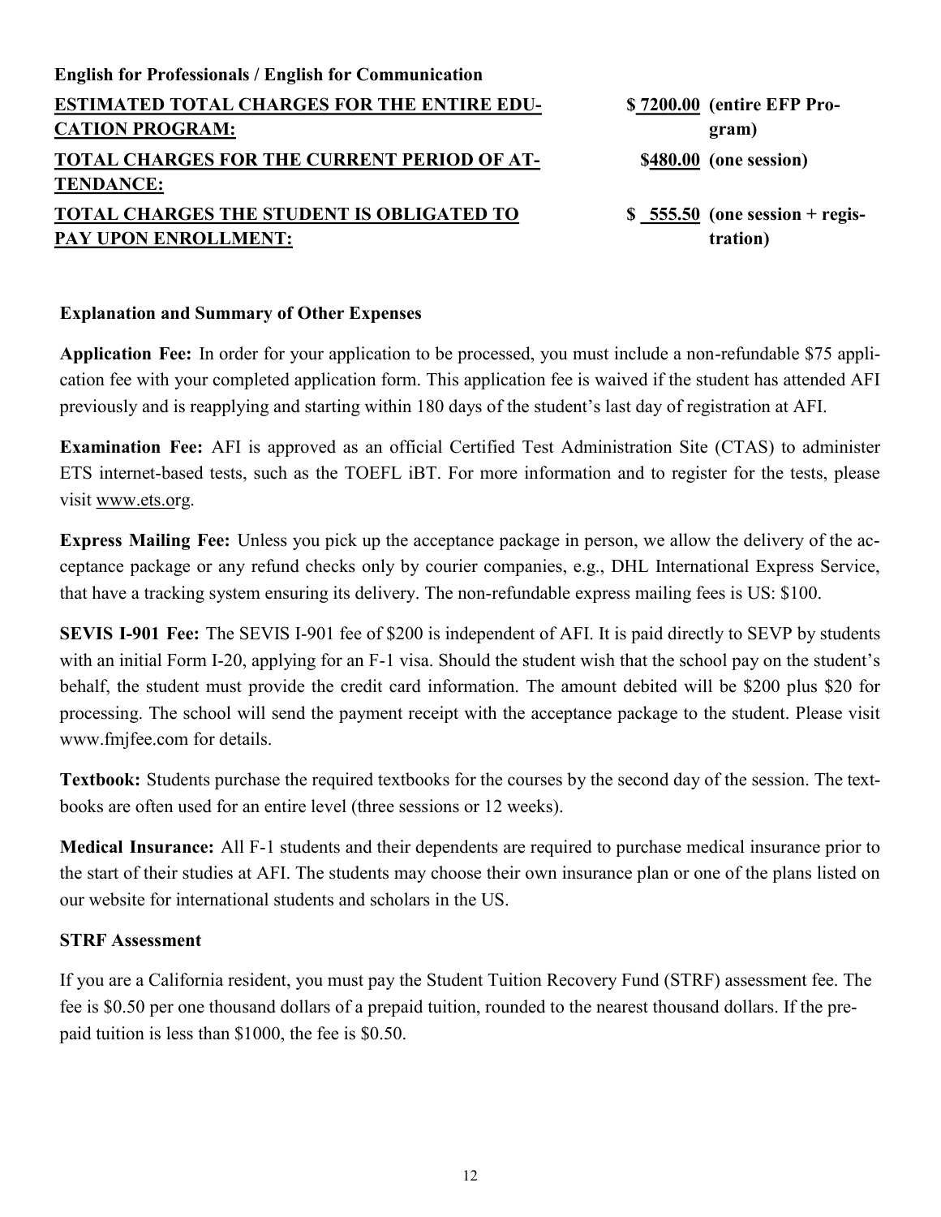**English for Professionals / English for Communication**

| | | |
|---|---|---|
| **ESTIMATED TOTAL CHARGES FOR THE ENTIRE EDUCATION PROGRAM:** | **$ 7200.00** | **(entire EFP Program)** |
| **TOTAL CHARGES FOR THE CURRENT PERIOD OF ATTENDANCE:** | **$480.00** | **(one session)** |
| **TOTAL CHARGES THE STUDENT IS OBLIGATED TO PAY UPON ENROLLMENT:** | **$ 555.50** | **(one session + registration)** |

**Explanation and Summary of Other Expenses**

**Application Fee:** In order for your application to be processed, you must include a non-refundable $75 application fee with your completed application form. This application fee is waived if the student has attended AFI previously and is reapplying and starting within 180 days of the student's last day of registration at AFI.

**Examination Fee:** AFI is approved as an official Certified Test Administration Site (CTAS) to administer ETS internet-based tests, such as the TOEFL iBT. For more information and to register for the tests, please visit www.ets.org.

**Express Mailing Fee:** Unless you pick up the acceptance package in person, we allow the delivery of the acceptance package or any refund checks only by courier companies, e.g., DHL International Express Service, that have a tracking system ensuring its delivery. The non-refundable express mailing fees is US: $100.

**SEVIS I-901 Fee:** The SEVIS I-901 fee of $200 is independent of AFI. It is paid directly to SEVP by students with an initial Form I-20, applying for an F-1 visa. Should the student wish that the school pay on the student's behalf, the student must provide the credit card information. The amount debited will be $200 plus $20 for processing. The school will send the payment receipt with the acceptance package to the student. Please visit www.fmjfee.com for details.

**Textbook:** Students purchase the required textbooks for the courses by the second day of the session. The textbooks are often used for an entire level (three sessions or 12 weeks).

**Medical Insurance:** All F-1 students and their dependents are required to purchase medical insurance prior to the start of their studies at AFI. The students may choose their own insurance plan or one of the plans listed on our website for international students and scholars in the US.

**STRF Assessment**

If you are a California resident, you must pay the Student Tuition Recovery Fund (STRF) assessment fee. The fee is $0.50 per one thousand dollars of a prepaid tuition, rounded to the nearest thousand dollars. If the prepaid tuition is less than $1000, the fee is $0.50.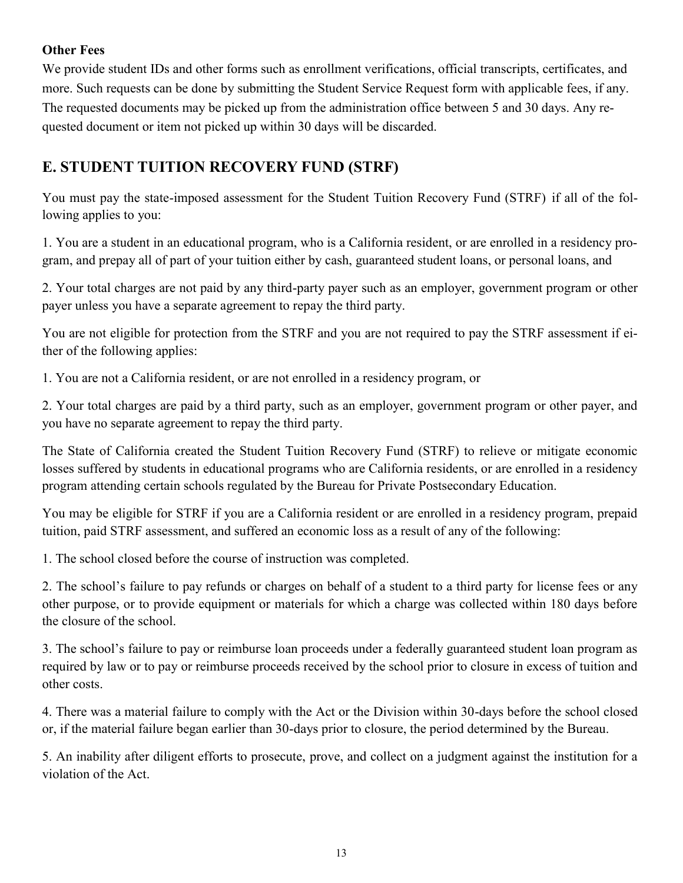**Other Fees**

We provide student IDs and other forms such as enrollment verifications, official transcripts, certificates, and more. Such requests can be done by submitting the Student Service Request form with applicable fees, if any. The requested documents may be picked up from the administration office between 5 and 30 days. Any requested document or item not picked up within 30 days will be discarded.

## E. STUDENT TUITION RECOVERY FUND (STRF)

You must pay the state-imposed assessment for the Student Tuition Recovery Fund (STRF) if all of the following applies to you:

1. You are a student in an educational program, who is a California resident, or are enrolled in a residency program, and prepay all of part of your tuition either by cash, guaranteed student loans, or personal loans, and

2. Your total charges are not paid by any third-party payer such as an employer, government program or other payer unless you have a separate agreement to repay the third party.

You are not eligible for protection from the STRF and you are not required to pay the STRF assessment if either of the following applies:

1. You are not a California resident, or are not enrolled in a residency program, or

2. Your total charges are paid by a third party, such as an employer, government program or other payer, and you have no separate agreement to repay the third party.

The State of California created the Student Tuition Recovery Fund (STRF) to relieve or mitigate economic losses suffered by students in educational programs who are California residents, or are enrolled in a residency program attending certain schools regulated by the Bureau for Private Postsecondary Education.

You may be eligible for STRF if you are a California resident or are enrolled in a residency program, prepaid tuition, paid STRF assessment, and suffered an economic loss as a result of any of the following:

1. The school closed before the course of instruction was completed.

2. The school's failure to pay refunds or charges on behalf of a student to a third party for license fees or any other purpose, or to provide equipment or materials for which a charge was collected within 180 days before the closure of the school.

3. The school's failure to pay or reimburse loan proceeds under a federally guaranteed student loan program as required by law or to pay or reimburse proceeds received by the school prior to closure in excess of tuition and other costs.

4. There was a material failure to comply with the Act or the Division within 30-days before the school closed or, if the material failure began earlier than 30-days prior to closure, the period determined by the Bureau.

5. An inability after diligent efforts to prosecute, prove, and collect on a judgment against the institution for a violation of the Act.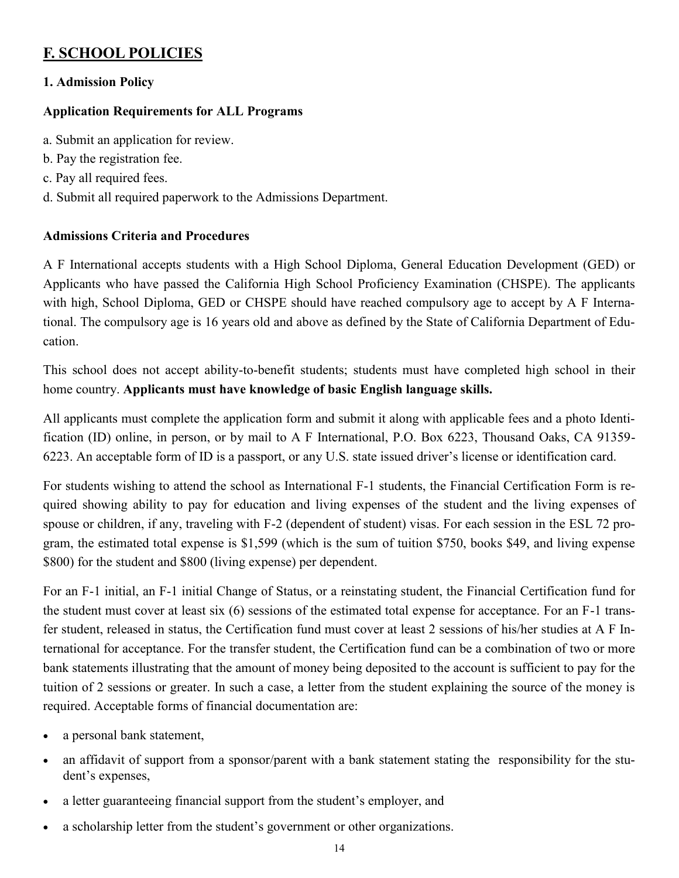## F. SCHOOL POLICIES

### 1. Admission Policy

**Application Requirements for ALL Programs**

a. Submit an application for review.
b. Pay the registration fee.
c. Pay all required fees.
d. Submit all required paperwork to the Admissions Department.

**Admissions Criteria and Procedures**

A F International accepts students with a High School Diploma, General Education Development (GED) or Applicants who have passed the California High School Proficiency Examination (CHSPE). The applicants with high, School Diploma, GED or CHSPE should have reached compulsory age to accept by A F International. The compulsory age is 16 years old and above as defined by the State of California Department of Education.

This school does not accept ability-to-benefit students; students must have completed high school in their home country. **Applicants must have knowledge of basic English language skills.**

All applicants must complete the application form and submit it along with applicable fees and a photo Identification (ID) online, in person, or by mail to A F International, P.O. Box 6223, Thousand Oaks, CA 91359-6223. An acceptable form of ID is a passport, or any U.S. state issued driver's license or identification card.

For students wishing to attend the school as International F-1 students, the Financial Certification Form is required showing ability to pay for education and living expenses of the student and the living expenses of spouse or children, if any, traveling with F-2 (dependent of student) visas. For each session in the ESL 72 program, the estimated total expense is $1,599 (which is the sum of tuition $750, books $49, and living expense $800) for the student and $800 (living expense) per dependent.

For an F-1 initial, an F-1 initial Change of Status, or a reinstating student, the Financial Certification fund for the student must cover at least six (6) sessions of the estimated total expense for acceptance. For an F-1 transfer student, released in status, the Certification fund must cover at least 2 sessions of his/her studies at A F International for acceptance. For the transfer student, the Certification fund can be a combination of two or more bank statements illustrating that the amount of money being deposited to the account is sufficient to pay for the tuition of 2 sessions or greater. In such a case, a letter from the student explaining the source of the money is required. Acceptable forms of financial documentation are:

- a personal bank statement,
- an affidavit of support from a sponsor/parent with a bank statement stating the responsibility for the student's expenses,
- a letter guaranteeing financial support from the student's employer, and
- a scholarship letter from the student's government or other organizations.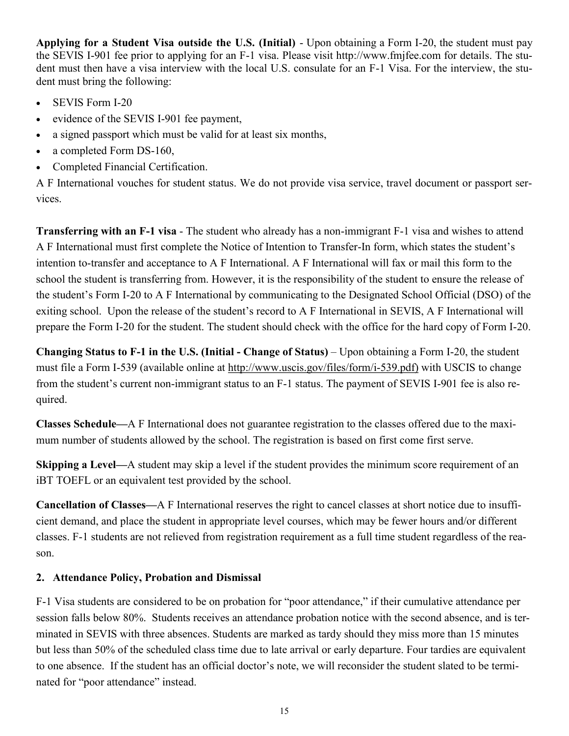**Applying for a Student Visa outside the U.S. (Initial)** - Upon obtaining a Form I-20, the student must pay the SEVIS I-901 fee prior to applying for an F-1 visa. Please visit http://www.fmjfee.com for details. The student must then have a visa interview with the local U.S. consulate for an F-1 Visa. For the interview, the student must bring the following:

- SEVIS Form I-20
- evidence of the SEVIS I-901 fee payment,
- a signed passport which must be valid for at least six months,
- a completed Form DS-160,
- Completed Financial Certification.

A F International vouches for student status. We do not provide visa service, travel document or passport services.

**Transferring with an F-1 visa** - The student who already has a non-immigrant F-1 visa and wishes to attend A F International must first complete the Notice of Intention to Transfer-In form, which states the student's intention to-transfer and acceptance to A F International. A F International will fax or mail this form to the school the student is transferring from. However, it is the responsibility of the student to ensure the release of the student's Form I-20 to A F International by communicating to the Designated School Official (DSO) of the exiting school. Upon the release of the student's record to A F International in SEVIS, A F International will prepare the Form I-20 for the student. The student should check with the office for the hard copy of Form I-20.

**Changing Status to F-1 in the U.S. (Initial - Change of Status)** – Upon obtaining a Form I-20, the student must file a Form I-539 (available online at http://www.uscis.gov/files/form/i-539.pdf) with USCIS to change from the student's current non-immigrant status to an F-1 status. The payment of SEVIS I-901 fee is also required.

**Classes Schedule—**A F International does not guarantee registration to the classes offered due to the maximum number of students allowed by the school. The registration is based on first come first serve.

**Skipping a Level—**A student may skip a level if the student provides the minimum score requirement of an iBT TOEFL or an equivalent test provided by the school.

**Cancellation of Classes—**A F International reserves the right to cancel classes at short notice due to insufficient demand, and place the student in appropriate level courses, which may be fewer hours and/or different classes. F-1 students are not relieved from registration requirement as a full time student regardless of the reason.

## 2. Attendance Policy, Probation and Dismissal

F-1 Visa students are considered to be on probation for "poor attendance," if their cumulative attendance per session falls below 80%. Students receives an attendance probation notice with the second absence, and is terminated in SEVIS with three absences. Students are marked as tardy should they miss more than 15 minutes but less than 50% of the scheduled class time due to late arrival or early departure. Four tardies are equivalent to one absence. If the student has an official doctor's note, we will reconsider the student slated to be terminated for "poor attendance" instead.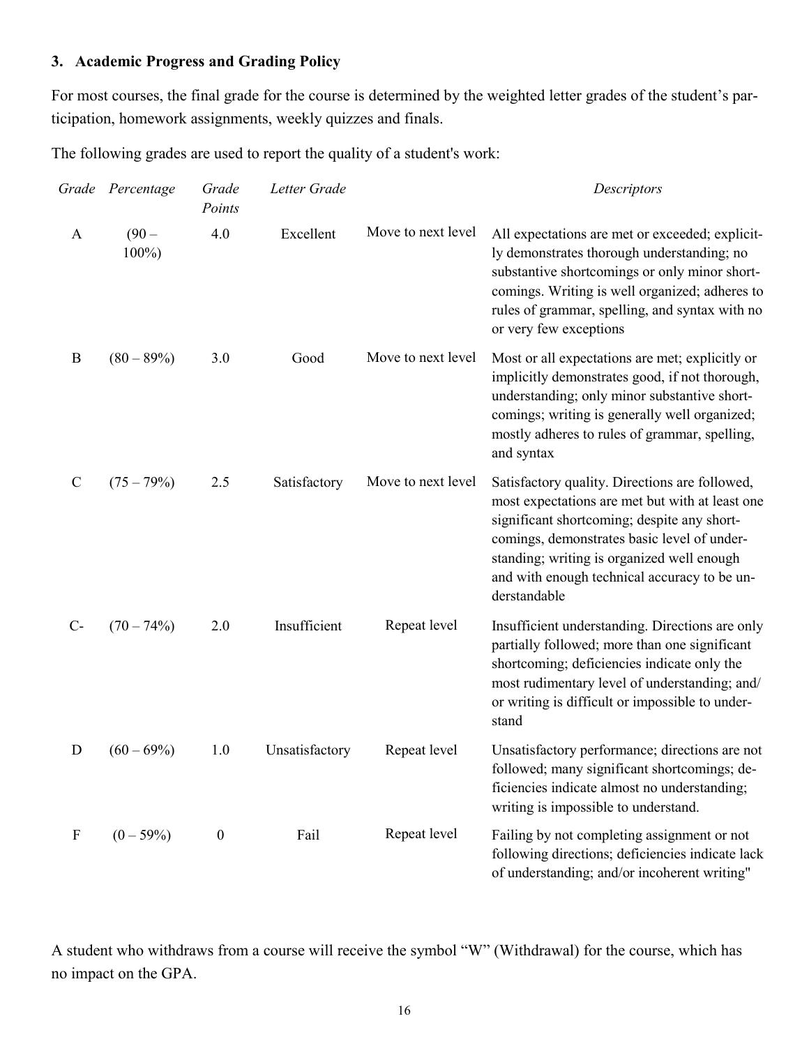### 3. Academic Progress and Grading Policy

For most courses, the final grade for the course is determined by the weighted letter grades of the student's participation, homework assignments, weekly quizzes and finals.

The following grades are used to report the quality of a student's work:

| *Grade* | *Percentage* | *Grade Points* | *Letter Grade* | | *Descriptors* |
|---|---|---|---|---|---|
| A | (90 – 100%) | 4.0 | Excellent | Move to next level | All expectations are met or exceeded; explicitly demonstrates thorough understanding; no substantive shortcomings or only minor shortcomings. Writing is well organized; adheres to rules of grammar, spelling, and syntax with no or very few exceptions |
| B | (80 – 89%) | 3.0 | Good | Move to next level | Most or all expectations are met; explicitly or implicitly demonstrates good, if not thorough, understanding; only minor substantive shortcomings; writing is generally well organized; mostly adheres to rules of grammar, spelling, and syntax |
| C | (75 – 79%) | 2.5 | Satisfactory | Move to next level | Satisfactory quality. Directions are followed, most expectations are met but with at least one significant shortcoming; despite any shortcomings, demonstrates basic level of understanding; writing is organized well enough and with enough technical accuracy to be understandable |
| C- | (70 – 74%) | 2.0 | Insufficient | Repeat level | Insufficient understanding. Directions are only partially followed; more than one significant shortcoming; deficiencies indicate only the most rudimentary level of understanding; and/or writing is difficult or impossible to understand |
| D | (60 – 69%) | 1.0 | Unsatisfactory | Repeat level | Unsatisfactory performance; directions are not followed; many significant shortcomings; deficiencies indicate almost no understanding; writing is impossible to understand. |
| F | (0 – 59%) | 0 | Fail | Repeat level | Failing by not completing assignment or not following directions; deficiencies indicate lack of understanding; and/or incoherent writing" |

A student who withdraws from a course will receive the symbol "W" (Withdrawal) for the course, which has no impact on the GPA.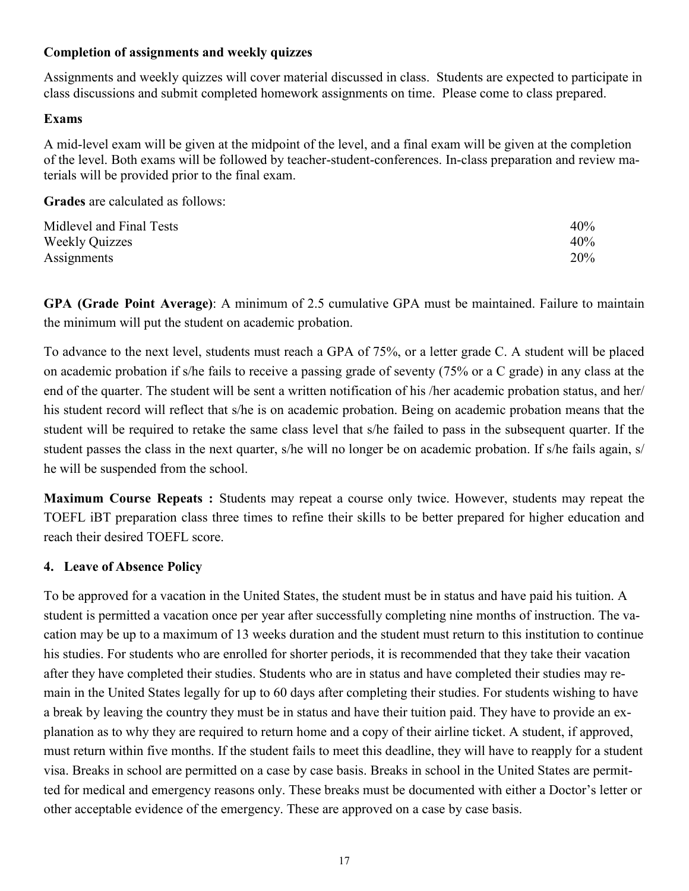**Completion of assignments and weekly quizzes**

Assignments and weekly quizzes will cover material discussed in class. Students are expected to participate in class discussions and submit completed homework assignments on time. Please come to class prepared.

**Exams**

A mid-level exam will be given at the midpoint of the level, and a final exam will be given at the completion of the level. Both exams will be followed by teacher-student-conferences. In-class preparation and review materials will be provided prior to the final exam.

**Grades** are calculated as follows:

| | |
|---|---|
| Midlevel and Final Tests | 40% |
| Weekly Quizzes | 40% |
| Assignments | 20% |

**GPA (Grade Point Average)**: A minimum of 2.5 cumulative GPA must be maintained. Failure to maintain the minimum will put the student on academic probation.

To advance to the next level, students must reach a GPA of 75%, or a letter grade C. A student will be placed on academic probation if s/he fails to receive a passing grade of seventy (75% or a C grade) in any class at the end of the quarter. The student will be sent a written notification of his /her academic probation status, and her/ his student record will reflect that s/he is on academic probation. Being on academic probation means that the student will be required to retake the same class level that s/he failed to pass in the subsequent quarter. If the student passes the class in the next quarter, s/he will no longer be on academic probation. If s/he fails again, s/ he will be suspended from the school.

**Maximum Course Repeats :** Students may repeat a course only twice. However, students may repeat the TOEFL iBT preparation class three times to refine their skills to be better prepared for higher education and reach their desired TOEFL score.

## 4. Leave of Absence Policy

To be approved for a vacation in the United States, the student must be in status and have paid his tuition. A student is permitted a vacation once per year after successfully completing nine months of instruction. The vacation may be up to a maximum of 13 weeks duration and the student must return to this institution to continue his studies. For students who are enrolled for shorter periods, it is recommended that they take their vacation after they have completed their studies. Students who are in status and have completed their studies may remain in the United States legally for up to 60 days after completing their studies. For students wishing to have a break by leaving the country they must be in status and have their tuition paid. They have to provide an explanation as to why they are required to return home and a copy of their airline ticket. A student, if approved, must return within five months. If the student fails to meet this deadline, they will have to reapply for a student visa. Breaks in school are permitted on a case by case basis. Breaks in school in the United States are permitted for medical and emergency reasons only. These breaks must be documented with either a Doctor's letter or other acceptable evidence of the emergency. These are approved on a case by case basis.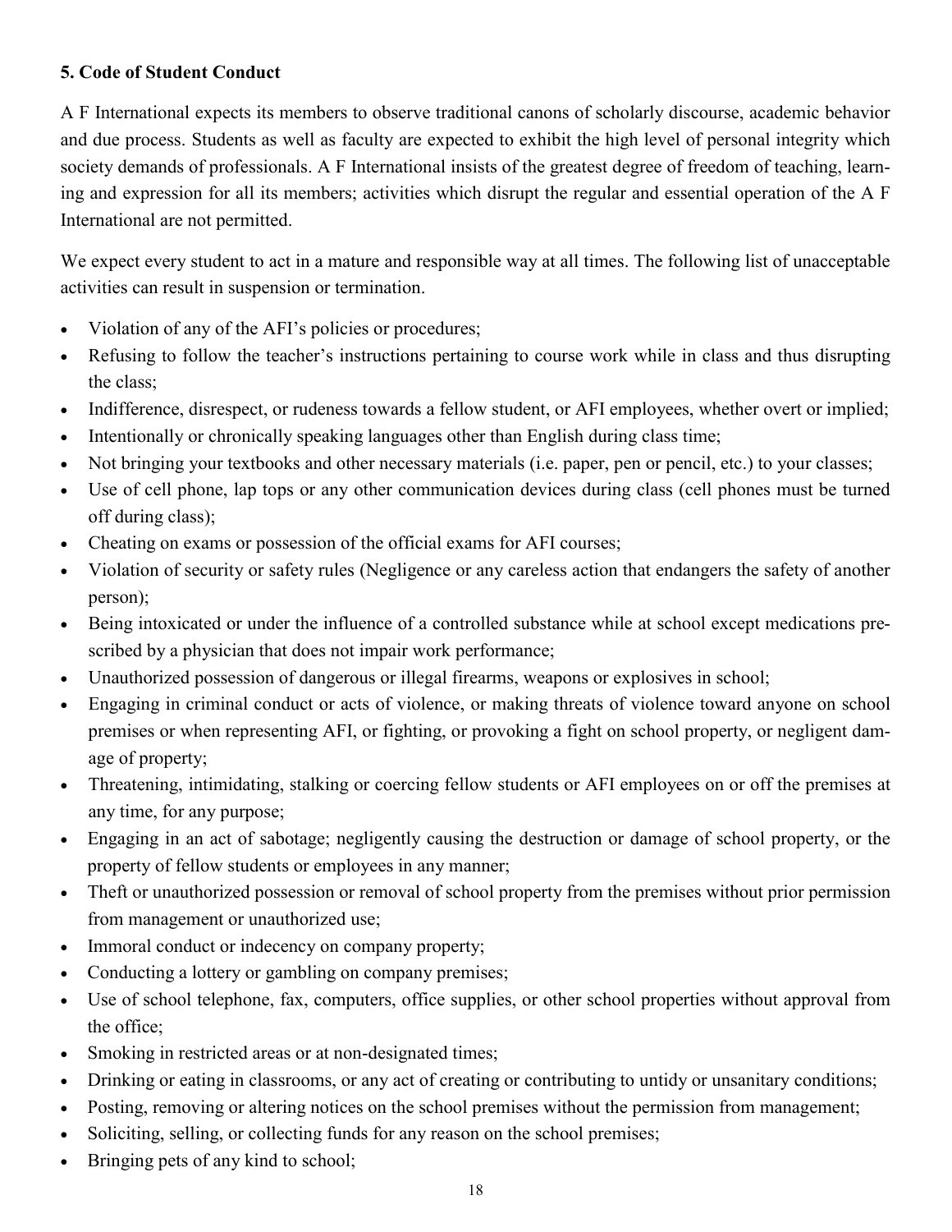**5. Code of Student Conduct**

A F International expects its members to observe traditional canons of scholarly discourse, academic behavior and due process. Students as well as faculty are expected to exhibit the high level of personal integrity which society demands of professionals. A F International insists of the greatest degree of freedom of teaching, learning and expression for all its members; activities which disrupt the regular and essential operation of the A F International are not permitted.

We expect every student to act in a mature and responsible way at all times. The following list of unacceptable activities can result in suspension or termination.

- Violation of any of the AFI's policies or procedures;
- Refusing to follow the teacher's instructions pertaining to course work while in class and thus disrupting the class;
- Indifference, disrespect, or rudeness towards a fellow student, or AFI employees, whether overt or implied;
- Intentionally or chronically speaking languages other than English during class time;
- Not bringing your textbooks and other necessary materials (i.e. paper, pen or pencil, etc.) to your classes;
- Use of cell phone, lap tops or any other communication devices during class (cell phones must be turned off during class);
- Cheating on exams or possession of the official exams for AFI courses;
- Violation of security or safety rules (Negligence or any careless action that endangers the safety of another person);
- Being intoxicated or under the influence of a controlled substance while at school except medications prescribed by a physician that does not impair work performance;
- Unauthorized possession of dangerous or illegal firearms, weapons or explosives in school;
- Engaging in criminal conduct or acts of violence, or making threats of violence toward anyone on school premises or when representing AFI, or fighting, or provoking a fight on school property, or negligent damage of property;
- Threatening, intimidating, stalking or coercing fellow students or AFI employees on or off the premises at any time, for any purpose;
- Engaging in an act of sabotage; negligently causing the destruction or damage of school property, or the property of fellow students or employees in any manner;
- Theft or unauthorized possession or removal of school property from the premises without prior permission from management or unauthorized use;
- Immoral conduct or indecency on company property;
- Conducting a lottery or gambling on company premises;
- Use of school telephone, fax, computers, office supplies, or other school properties without approval from the office;
- Smoking in restricted areas or at non-designated times;
- Drinking or eating in classrooms, or any act of creating or contributing to untidy or unsanitary conditions;
- Posting, removing or altering notices on the school premises without the permission from management;
- Soliciting, selling, or collecting funds for any reason on the school premises;
- Bringing pets of any kind to school;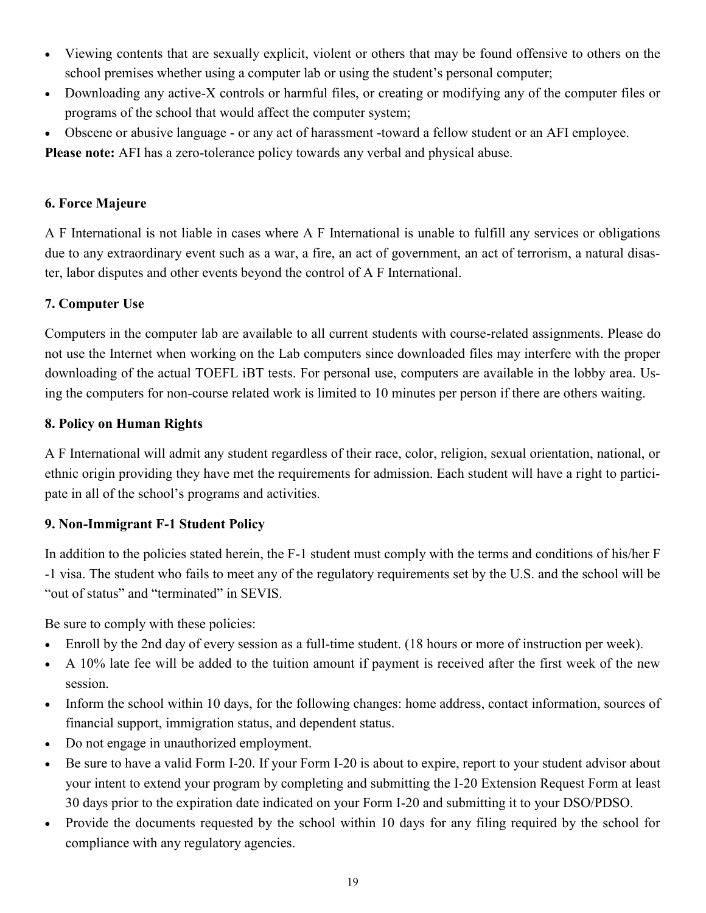- Viewing contents that are sexually explicit, violent or others that may be found offensive to others on the school premises whether using a computer lab or using the student's personal computer;
- Downloading any active-X controls or harmful files, or creating or modifying any of the computer files or programs of the school that would affect the computer system;
- Obscene or abusive language - or any act of harassment -toward a fellow student or an AFI employee.

**Please note:** AFI has a zero-tolerance policy towards any verbal and physical abuse.

### 6. Force Majeure

A F International is not liable in cases where A F International is unable to fulfill any services or obligations due to any extraordinary event such as a war, a fire, an act of government, an act of terrorism, a natural disaster, labor disputes and other events beyond the control of A F International.

### 7. Computer Use

Computers in the computer lab are available to all current students with course-related assignments. Please do not use the Internet when working on the Lab computers since downloaded files may interfere with the proper downloading of the actual TOEFL iBT tests. For personal use, computers are available in the lobby area. Using the computers for non-course related work is limited to 10 minutes per person if there are others waiting.

### 8. Policy on Human Rights

A F International will admit any student regardless of their race, color, religion, sexual orientation, national, or ethnic origin providing they have met the requirements for admission. Each student will have a right to participate in all of the school's programs and activities.

### 9. Non-Immigrant F-1 Student Policy

In addition to the policies stated herein, the F-1 student must comply with the terms and conditions of his/her F-1 visa. The student who fails to meet any of the regulatory requirements set by the U.S. and the school will be "out of status" and "terminated" in SEVIS.

Be sure to comply with these policies:

- Enroll by the 2nd day of every session as a full-time student. (18 hours or more of instruction per week).
- A 10% late fee will be added to the tuition amount if payment is received after the first week of the new session.
- Inform the school within 10 days, for the following changes: home address, contact information, sources of financial support, immigration status, and dependent status.
- Do not engage in unauthorized employment.
- Be sure to have a valid Form I-20. If your Form I-20 is about to expire, report to your student advisor about your intent to extend your program by completing and submitting the I-20 Extension Request Form at least 30 days prior to the expiration date indicated on your Form I-20 and submitting it to your DSO/PDSO.
- Provide the documents requested by the school within 10 days for any filing required by the school for compliance with any regulatory agencies.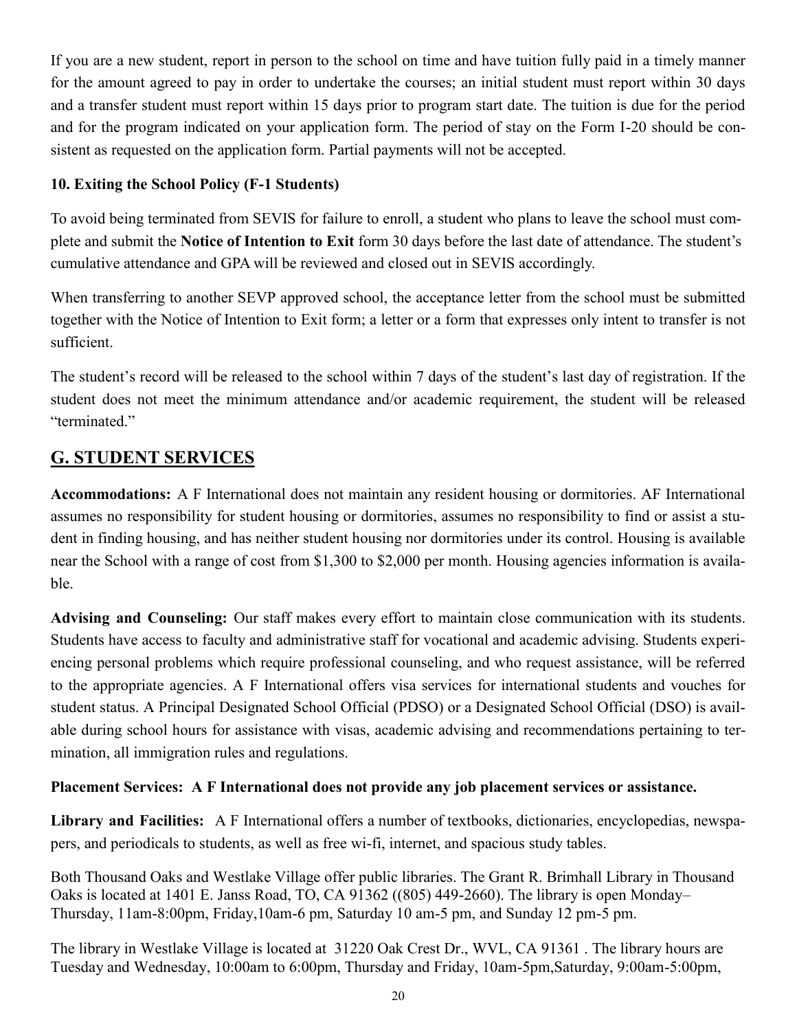If you are a new student, report in person to the school on time and have tuition fully paid in a timely manner for the amount agreed to pay in order to undertake the courses; an initial student must report within 30 days and a transfer student must report within 15 days prior to program start date. The tuition is due for the period and for the program indicated on your application form. The period of stay on the Form I-20 should be consistent as requested on the application form. Partial payments will not be accepted.

**10. Exiting the School Policy (F-1 Students)**

To avoid being terminated from SEVIS for failure to enroll, a student who plans to leave the school must complete and submit the **Notice of Intention to Exit** form 30 days before the last date of attendance. The student's cumulative attendance and GPA will be reviewed and closed out in SEVIS accordingly.

When transferring to another SEVP approved school, the acceptance letter from the school must be submitted together with the Notice of Intention to Exit form; a letter or a form that expresses only intent to transfer is not sufficient.

The student's record will be released to the school within 7 days of the student's last day of registration. If the student does not meet the minimum attendance and/or academic requirement, the student will be released "terminated."

## G. STUDENT SERVICES

**Accommodations:** A F International does not maintain any resident housing or dormitories. AF International assumes no responsibility for student housing or dormitories, assumes no responsibility to find or assist a student in finding housing, and has neither student housing nor dormitories under its control. Housing is available near the School with a range of cost from $1,300 to $2,000 per month. Housing agencies information is available.

**Advising and Counseling:** Our staff makes every effort to maintain close communication with its students. Students have access to faculty and administrative staff for vocational and academic advising. Students experiencing personal problems which require professional counseling, and who request assistance, will be referred to the appropriate agencies. A F International offers visa services for international students and vouches for student status. A Principal Designated School Official (PDSO) or a Designated School Official (DSO) is available during school hours for assistance with visas, academic advising and recommendations pertaining to termination, all immigration rules and regulations.

**Placement Services: A F International does not provide any job placement services or assistance.**

**Library and Facilities:** A F International offers a number of textbooks, dictionaries, encyclopedias, newspapers, and periodicals to students, as well as free wi-fi, internet, and spacious study tables.

Both Thousand Oaks and Westlake Village offer public libraries. The Grant R. Brimhall Library in Thousand Oaks is located at 1401 E. Janss Road, TO, CA 91362 ((805) 449-2660). The library is open Monday–Thursday, 11am-8:00pm, Friday,10am-6 pm, Saturday 10 am-5 pm, and Sunday 12 pm-5 pm.

The library in Westlake Village is located at 31220 Oak Crest Dr., WVL, CA 91361 . The library hours are Tuesday and Wednesday, 10:00am to 6:00pm, Thursday and Friday, 10am-5pm,Saturday, 9:00am-5:00pm,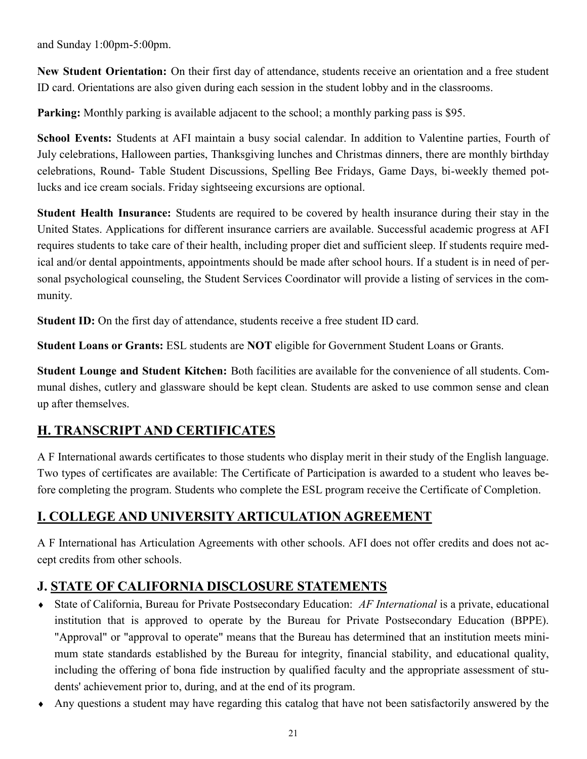and Sunday 1:00pm-5:00pm.

**New Student Orientation:** On their first day of attendance, students receive an orientation and a free student ID card. Orientations are also given during each session in the student lobby and in the classrooms.

**Parking:** Monthly parking is available adjacent to the school; a monthly parking pass is $95.

**School Events:** Students at AFI maintain a busy social calendar. In addition to Valentine parties, Fourth of July celebrations, Halloween parties, Thanksgiving lunches and Christmas dinners, there are monthly birthday celebrations, Round- Table Student Discussions, Spelling Bee Fridays, Game Days, bi-weekly themed potlucks and ice cream socials. Friday sightseeing excursions are optional.

**Student Health Insurance:** Students are required to be covered by health insurance during their stay in the United States. Applications for different insurance carriers are available. Successful academic progress at AFI requires students to take care of their health, including proper diet and sufficient sleep. If students require medical and/or dental appointments, appointments should be made after school hours. If a student is in need of personal psychological counseling, the Student Services Coordinator will provide a listing of services in the community.

**Student ID:** On the first day of attendance, students receive a free student ID card.

**Student Loans or Grants:** ESL students are **NOT** eligible for Government Student Loans or Grants.

**Student Lounge and Student Kitchen:** Both facilities are available for the convenience of all students. Communal dishes, cutlery and glassware should be kept clean. Students are asked to use common sense and clean up after themselves.

## H. TRANSCRIPT AND CERTIFICATES

A F International awards certificates to those students who display merit in their study of the English language. Two types of certificates are available: The Certificate of Participation is awarded to a student who leaves before completing the program. Students who complete the ESL program receive the Certificate of Completion.

## I. COLLEGE AND UNIVERSITY ARTICULATION AGREEMENT

A F International has Articulation Agreements with other schools. AFI does not offer credits and does not accept credits from other schools.

## J. STATE OF CALIFORNIA DISCLOSURE STATEMENTS

- State of California, Bureau for Private Postsecondary Education: *AF International* is a private, educational institution that is approved to operate by the Bureau for Private Postsecondary Education (BPPE). "Approval" or "approval to operate" means that the Bureau has determined that an institution meets minimum state standards established by the Bureau for integrity, financial stability, and educational quality, including the offering of bona fide instruction by qualified faculty and the appropriate assessment of students' achievement prior to, during, and at the end of its program.
- Any questions a student may have regarding this catalog that have not been satisfactorily answered by the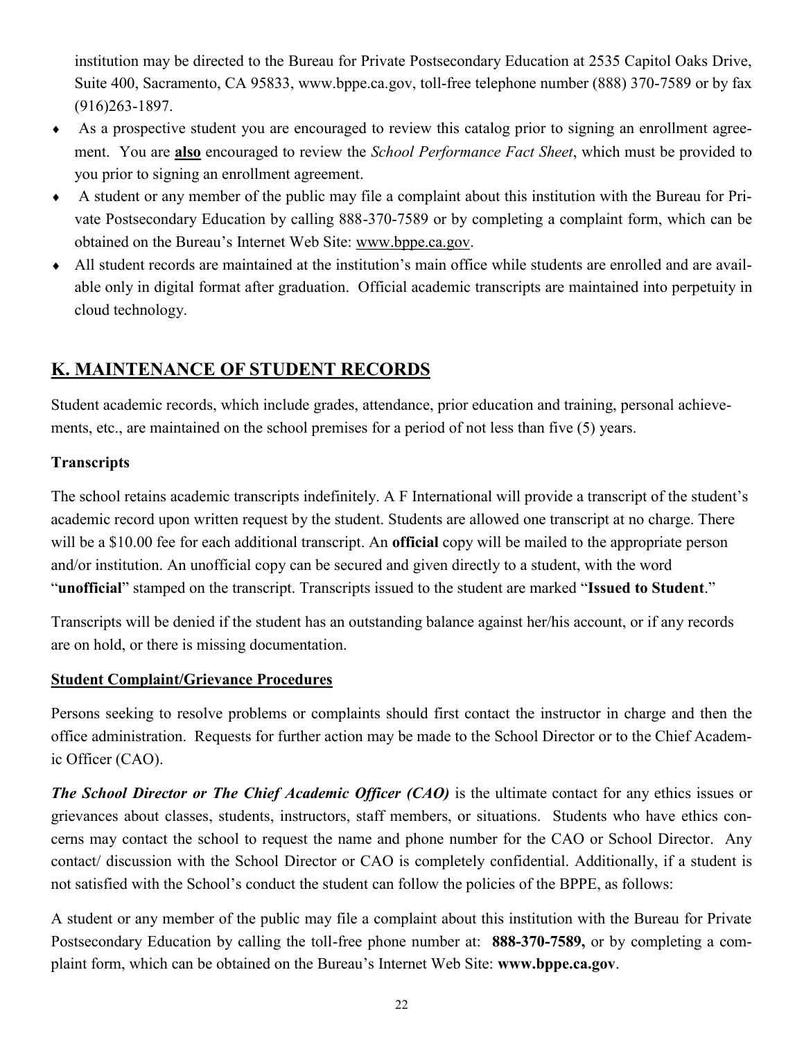institution may be directed to the Bureau for Private Postsecondary Education at 2535 Capitol Oaks Drive, Suite 400, Sacramento, CA 95833, www.bppe.ca.gov, toll-free telephone number (888) 370-7589 or by fax (916)263-1897.

- As a prospective student you are encouraged to review this catalog prior to signing an enrollment agreement. You are **also** encouraged to review the *School Performance Fact Sheet*, which must be provided to you prior to signing an enrollment agreement.
- A student or any member of the public may file a complaint about this institution with the Bureau for Private Postsecondary Education by calling 888-370-7589 or by completing a complaint form, which can be obtained on the Bureau's Internet Web Site: www.bppe.ca.gov.
- All student records are maintained at the institution's main office while students are enrolled and are available only in digital format after graduation. Official academic transcripts are maintained into perpetuity in cloud technology.

## K. MAINTENANCE OF STUDENT RECORDS

Student academic records, which include grades, attendance, prior education and training, personal achievements, etc., are maintained on the school premises for a period of not less than five (5) years.

**Transcripts**

The school retains academic transcripts indefinitely. A F International will provide a transcript of the student's academic record upon written request by the student. Students are allowed one transcript at no charge. There will be a $10.00 fee for each additional transcript. An **official** copy will be mailed to the appropriate person and/or institution. An unofficial copy can be secured and given directly to a student, with the word "**unofficial**" stamped on the transcript. Transcripts issued to the student are marked "**Issued to Student**."

Transcripts will be denied if the student has an outstanding balance against her/his account, or if any records are on hold, or there is missing documentation.

**Student Complaint/Grievance Procedures**

Persons seeking to resolve problems or complaints should first contact the instructor in charge and then the office administration. Requests for further action may be made to the School Director or to the Chief Academic Officer (CAO).

***The School Director or The Chief Academic Officer (CAO)*** is the ultimate contact for any ethics issues or grievances about classes, students, instructors, staff members, or situations. Students who have ethics concerns may contact the school to request the name and phone number for the CAO or School Director. Any contact/ discussion with the School Director or CAO is completely confidential. Additionally, if a student is not satisfied with the School's conduct the student can follow the policies of the BPPE, as follows:

A student or any member of the public may file a complaint about this institution with the Bureau for Private Postsecondary Education by calling the toll-free phone number at: **888-370-7589,** or by completing a complaint form, which can be obtained on the Bureau's Internet Web Site: **www.bppe.ca.gov**.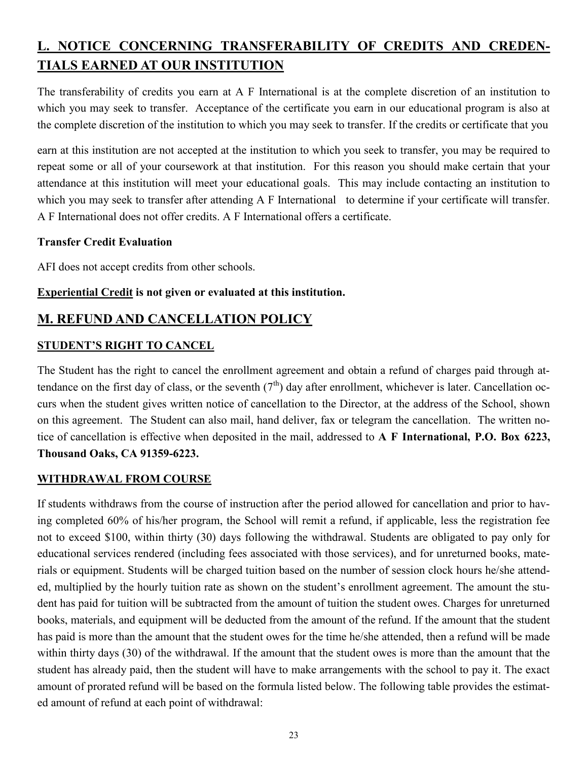## L. NOTICE CONCERNING TRANSFERABILITY OF CREDITS AND CREDENTIALS EARNED AT OUR INSTITUTION

The transferability of credits you earn at A F International is at the complete discretion of an institution to which you may seek to transfer. Acceptance of the certificate you earn in our educational program is also at the complete discretion of the institution to which you may seek to transfer. If the credits or certificate that you earn at this institution are not accepted at the institution to which you seek to transfer, you may be required to repeat some or all of your coursework at that institution. For this reason you should make certain that your attendance at this institution will meet your educational goals. This may include contacting an institution to which you may seek to transfer after attending A F International to determine if your certificate will transfer. A F International does not offer credits. A F International offers a certificate.

**Transfer Credit Evaluation**

AFI does not accept credits from other schools.

**Experiential Credit is not given or evaluated at this institution.**

## M. REFUND AND CANCELLATION POLICY

### STUDENT'S RIGHT TO CANCEL

The Student has the right to cancel the enrollment agreement and obtain a refund of charges paid through attendance on the first day of class, or the seventh ($7^{th}$) day after enrollment, whichever is later. Cancellation occurs when the student gives written notice of cancellation to the Director, at the address of the School, shown on this agreement. The Student can also mail, hand deliver, fax or telegram the cancellation. The written notice of cancellation is effective when deposited in the mail, addressed to **A F International, P.O. Box 6223, Thousand Oaks, CA 91359-6223.**

### WITHDRAWAL FROM COURSE

If students withdraws from the course of instruction after the period allowed for cancellation and prior to having completed 60% of his/her program, the School will remit a refund, if applicable, less the registration fee not to exceed $100, within thirty (30) days following the withdrawal. Students are obligated to pay only for educational services rendered (including fees associated with those services), and for unreturned books, materials or equipment. Students will be charged tuition based on the number of session clock hours he/she attended, multiplied by the hourly tuition rate as shown on the student's enrollment agreement. The amount the student has paid for tuition will be subtracted from the amount of tuition the student owes. Charges for unreturned books, materials, and equipment will be deducted from the amount of the refund. If the amount that the student has paid is more than the amount that the student owes for the time he/she attended, then a refund will be made within thirty days (30) of the withdrawal. If the amount that the student owes is more than the amount that the student has already paid, then the student will have to make arrangements with the school to pay it. The exact amount of prorated refund will be based on the formula listed below. The following table provides the estimated amount of refund at each point of withdrawal: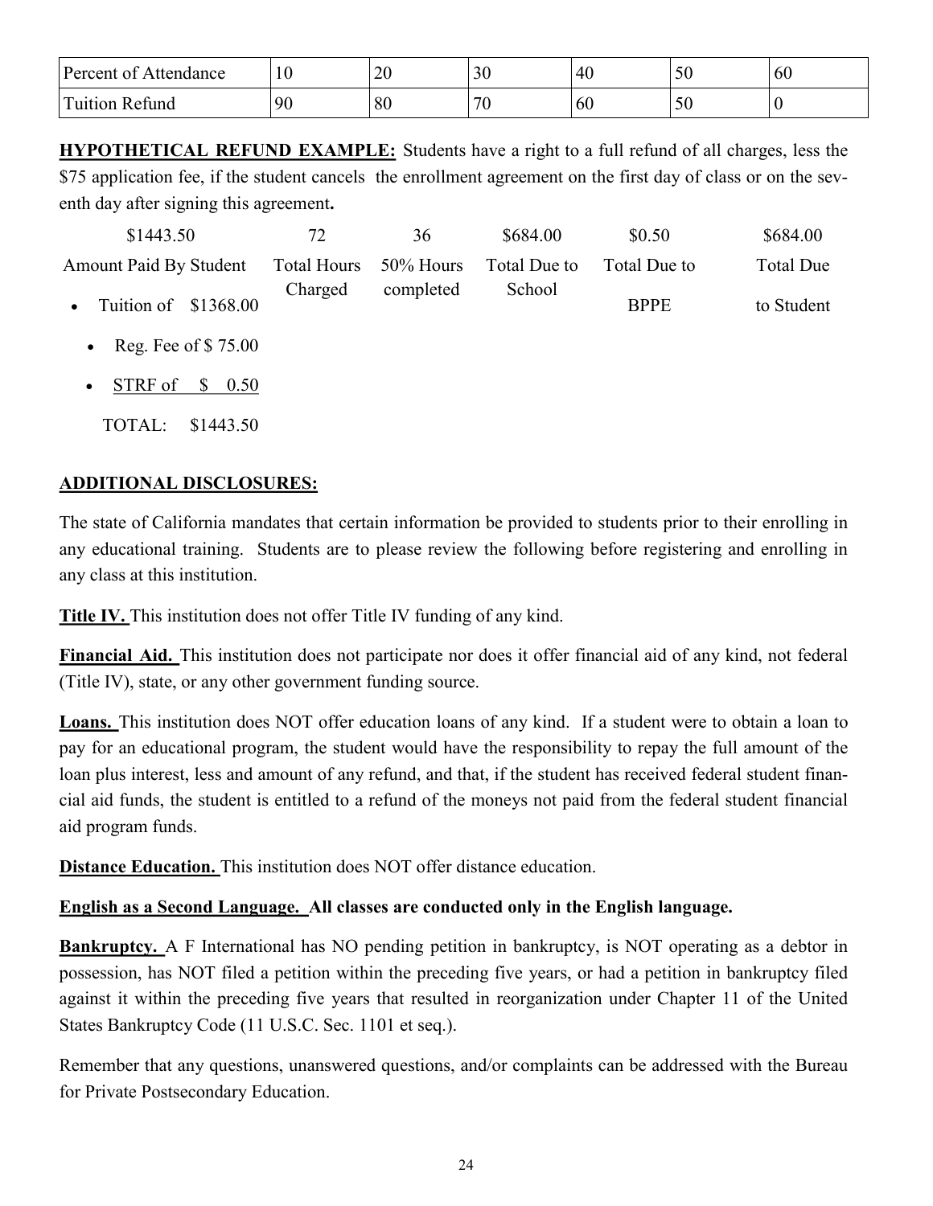| Percent of Attendance | 10 | 20 | 30 | 40 | 50 | 60 |
|---|---|---|---|---|---|---|
| Tuition Refund | 90 | 80 | 70 | 60 | 50 | 0 |

**HYPOTHETICAL REFUND EXAMPLE:** Students have a right to a full refund of all charges, less the $75 application fee, if the student cancels the enrollment agreement on the first day of class or on the seventh day after signing this agreement**.**

| $1443.50 | 72 | 36 | $684.00 | $0.50 | $684.00 |
|---|---|---|---|---|---|
| Amount Paid By Student | Total Hours Charged | 50% Hours completed | Total Due to School | Total Due to BPPE | Total Due to Student |

- Tuition of $1368.00
  - Reg. Fee of $ 75.00
  - STRF of $ 0.50

TOTAL: $1443.50

## ADDITIONAL DISCLOSURES:

The state of California mandates that certain information be provided to students prior to their enrolling in any educational training. Students are to please review the following before registering and enrolling in any class at this institution.

**Title IV.** This institution does not offer Title IV funding of any kind.

**Financial Aid.** This institution does not participate nor does it offer financial aid of any kind, not federal (Title IV), state, or any other government funding source.

**Loans.** This institution does NOT offer education loans of any kind. If a student were to obtain a loan to pay for an educational program, the student would have the responsibility to repay the full amount of the loan plus interest, less and amount of any refund, and that, if the student has received federal student financial aid funds, the student is entitled to a refund of the moneys not paid from the federal student financial aid program funds.

**Distance Education.** This institution does NOT offer distance education.

**English as a Second Language. All classes are conducted only in the English language.**

**Bankruptcy.** A F International has NO pending petition in bankruptcy, is NOT operating as a debtor in possession, has NOT filed a petition within the preceding five years, or had a petition in bankruptcy filed against it within the preceding five years that resulted in reorganization under Chapter 11 of the United States Bankruptcy Code (11 U.S.C. Sec. 1101 et seq.).

Remember that any questions, unanswered questions, and/or complaints can be addressed with the Bureau for Private Postsecondary Education.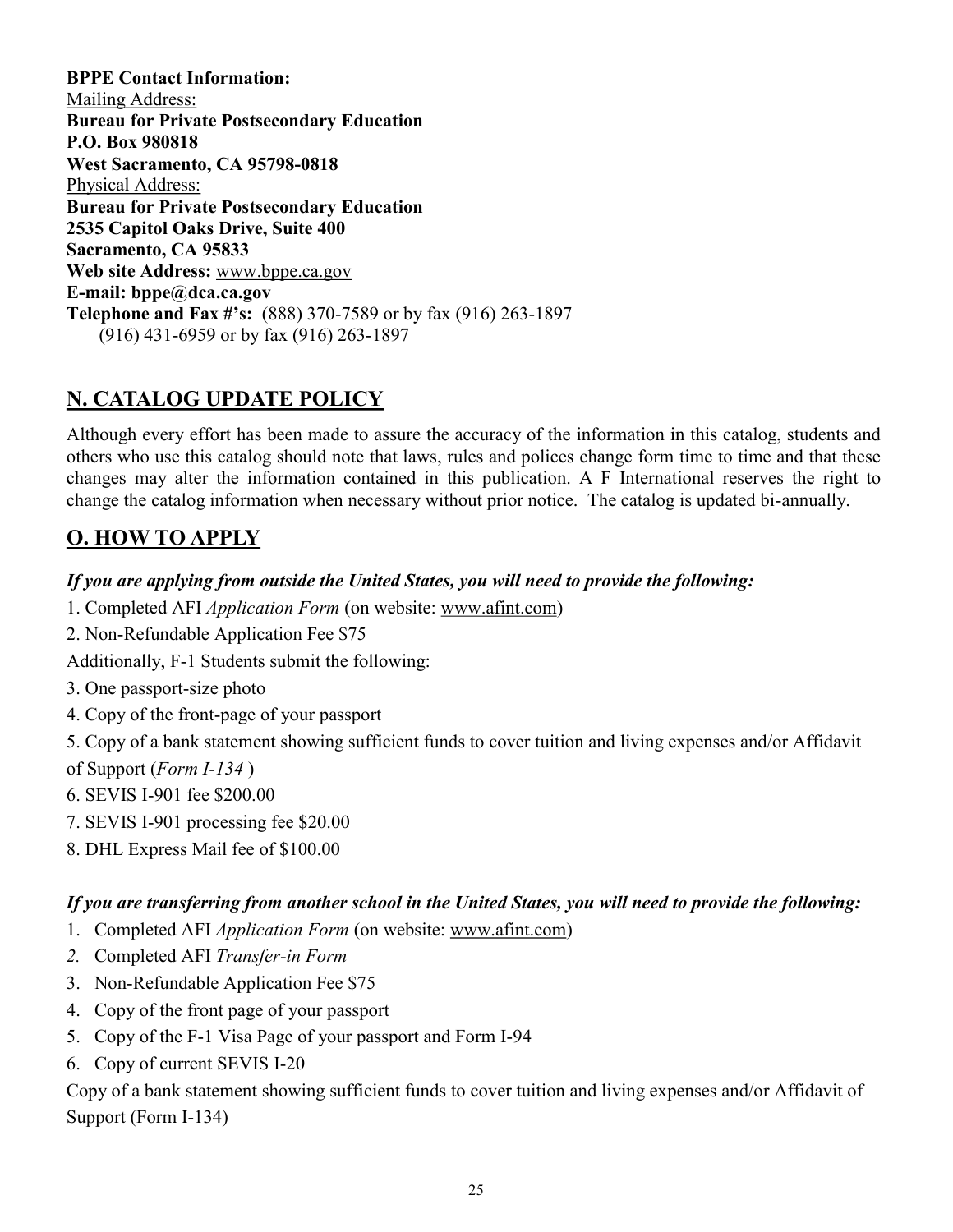**BPPE Contact Information:**
Mailing Address:
**Bureau for Private Postsecondary Education**
**P.O. Box 980818**
**West Sacramento, CA 95798-0818**
Physical Address:
**Bureau for Private Postsecondary Education**
**2535 Capitol Oaks Drive, Suite 400**
**Sacramento, CA 95833**
**Web site Address:** www.bppe.ca.gov
**E-mail: bppe@dca.ca.gov**
**Telephone and Fax #'s:** (888) 370-7589 or by fax (916) 263-1897
(916) 431-6959 or by fax (916) 263-1897

## N. CATALOG UPDATE POLICY

Although every effort has been made to assure the accuracy of the information in this catalog, students and others who use this catalog should note that laws, rules and polices change form time to time and that these changes may alter the information contained in this publication. A F International reserves the right to change the catalog information when necessary without prior notice. The catalog is updated bi-annually.

## O. HOW TO APPLY

***If you are applying from outside the United States, you will need to provide the following:***

1. Completed AFI *Application Form* (on website: www.afint.com)
2. Non-Refundable Application Fee $75

Additionally, F-1 Students submit the following:

3. One passport-size photo
4. Copy of the front-page of your passport
5. Copy of a bank statement showing sufficient funds to cover tuition and living expenses and/or Affidavit of Support (*Form I-134* )
6. SEVIS I-901 fee $200.00
7. SEVIS I-901 processing fee $20.00
8. DHL Express Mail fee of $100.00

***If you are transferring from another school in the United States, you will need to provide the following:***

1. Completed AFI *Application Form* (on website: www.afint.com)
2. Completed AFI *Transfer-in Form*
3. Non-Refundable Application Fee $75
4. Copy of the front page of your passport
5. Copy of the F-1 Visa Page of your passport and Form I-94
6. Copy of current SEVIS I-20

Copy of a bank statement showing sufficient funds to cover tuition and living expenses and/or Affidavit of Support (Form I-134)